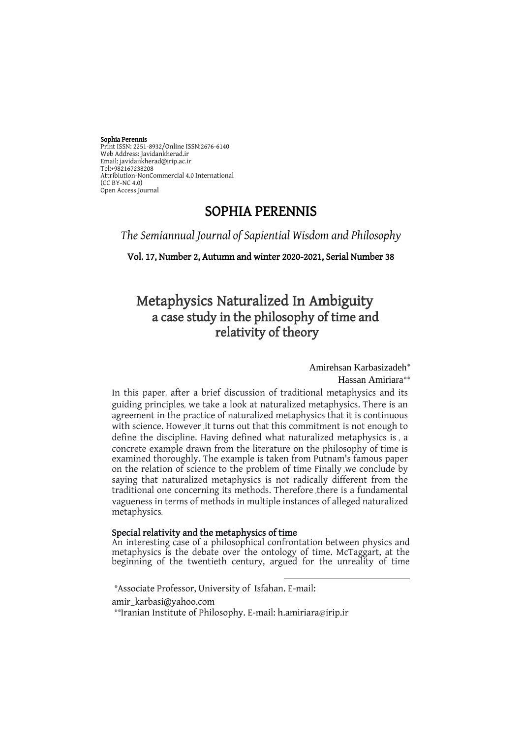**Sophia Perennis**
Print ISSN: 2251-8932/Online ISSN:2676-6140
Web Address: Javidankherad.ir
Email: javidankherad@irip.ac.ir
Tel:+982167238208
Attribiution-NonCommercial 4.0 International
(CC BY-NC 4.0)
Open Access Journal

# SOPHIA PERENNIS

*The Semiannual Journal of Sapiential Wisdom and Philosophy*

**Vol. 17, Number 2, Autumn and winter 2020-2021, Serial Number 38**

# Metaphysics Naturalized In Ambiguity
## a case study in the philosophy of time and relativity of theory

Amirehsan Karbasizadeh[*]
Hassan Amiriara[**]

In this paper, after a brief discussion of traditional metaphysics and its guiding principles, we take a look at naturalized metaphysics. There is an agreement in the practice of naturalized metaphysics that it is continuous with science. However ,it turns out that this commitment is not enough to define the discipline. Having defined what naturalized metaphysics is , a concrete example drawn from the literature on the philosophy of time is examined thoroughly. The example is taken from Putnam's famous paper on the relation of science to the problem of time Finally ,we conclude by saying that naturalized metaphysics is not radically different from the traditional one concerning its methods. Therefore ,there is a fundamental vagueness in terms of methods in multiple instances of alleged naturalized metaphysics.

### Special relativity and the metaphysics of time

An interesting case of a philosophical confrontation between physics and metaphysics is the debate over the ontology of time. McTaggart, at the beginning of the twentieth century, argued for the unreality of time

---

[*]Associate Professor, University of Isfahan. E-mail: amir_karbasi@yahoo.com

[**]Iranian Institute of Philosophy. E-mail: h.amiriara@irip.ir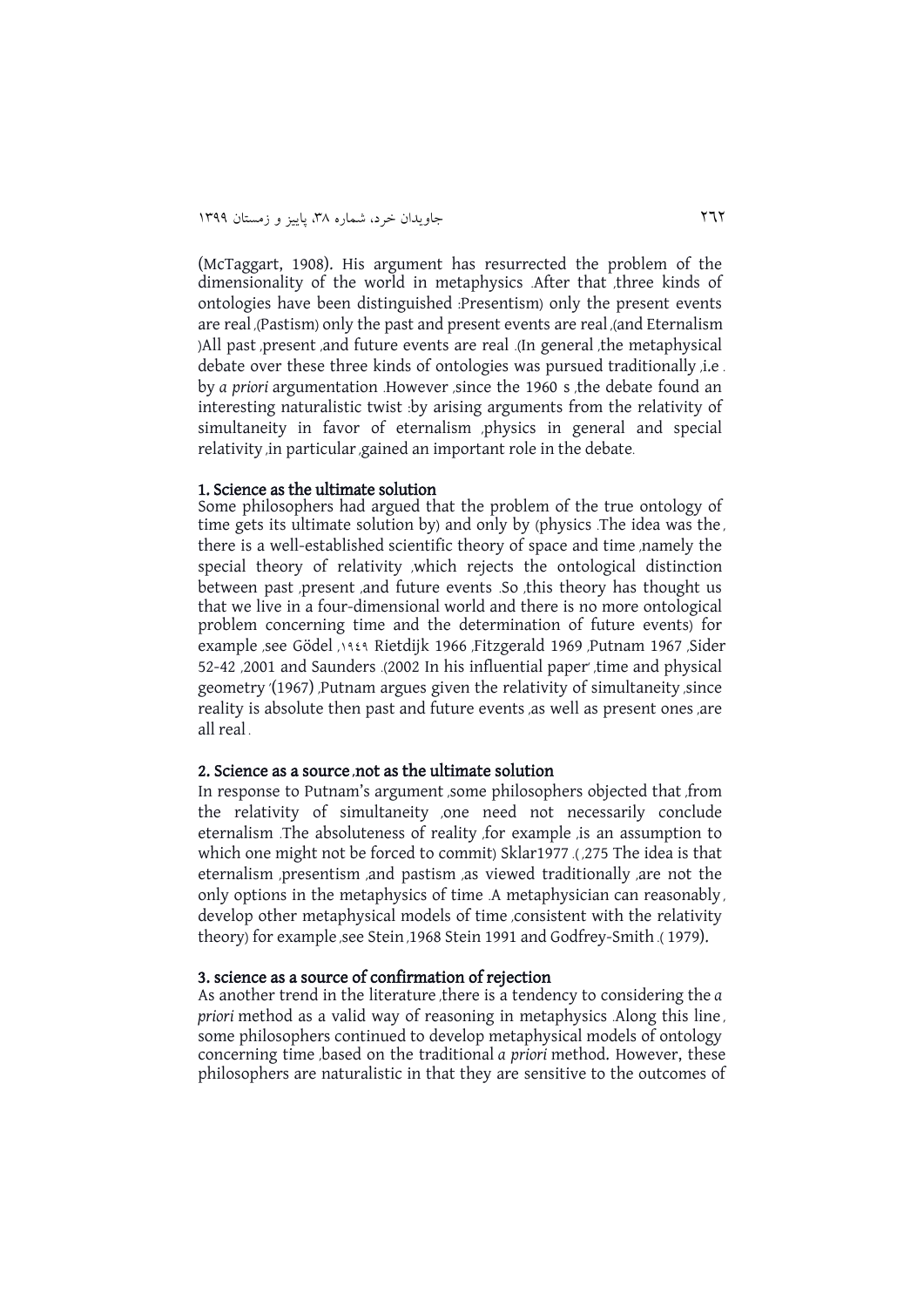(McTaggart, 1908). His argument has resurrected the problem of the dimensionality of the world in metaphysics .After that ,three kinds of ontologies have been distinguished :Presentism) only the present events are real ,(Pastism) only the past and present events are real ,(and Eternalism )All past ,present ,and future events are real .(In general ,the metaphysical debate over these three kinds of ontologies was pursued traditionally ,i.e . by *a priori* argumentation .However ,since the 1960 s ,the debate found an interesting naturalistic twist :by arising arguments from the relativity of simultaneity in favor of eternalism ,physics in general and special relativity ,in particular ,gained an important role in the debate.

## 1. Science as the ultimate solution

Some philosophers had argued that the problem of the true ontology of time gets its ultimate solution by) and only by (physics .The idea was the , there is a well-established scientific theory of space and time ,namely the special theory of relativity ,which rejects the ontological distinction between past ,present ,and future events .So ,this theory has thought us that we live in a four-dimensional world and there is no more ontological problem concerning time and the determination of future events) for example ,see Gödel ,۱۹٤۹ Rietdijk 1966 ,Fitzgerald 1969 ,Putnam 1967 ,Sider 52-42 ,2001 and Saunders .(2002 In his influential paper' ,time and physical geometry '(1967) ,Putnam argues given the relativity of simultaneity ,since reality is absolute then past and future events ,as well as present ones ,are all real .

## 2. Science as a source ,not as the ultimate solution

In response to Putnam's argument ,some philosophers objected that ,from the relativity of simultaneity ,one need not necessarily conclude eternalism .The absoluteness of reality ,for example ,is an assumption to which one might not be forced to commit) Sklar1977 .( ,275 The idea is that eternalism ,presentism ,and pastism ,as viewed traditionally ,are not the only options in the metaphysics of time .A metaphysician can reasonably , develop other metaphysical models of time ,consistent with the relativity theory) for example ,see Stein ,1968 Stein 1991 and Godfrey-Smith .( 1979).

## 3. science as a source of confirmation of rejection

As another trend in the literature ,there is a tendency to considering the *a priori* method as a valid way of reasoning in metaphysics .Along this line , some philosophers continued to develop metaphysical models of ontology concerning time ,based on the traditional *a priori* method. However, these philosophers are naturalistic in that they are sensitive to the outcomes of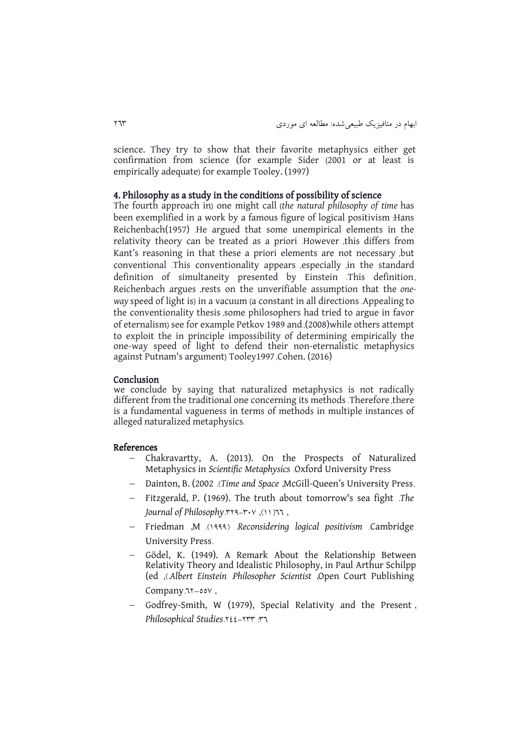science. They try to show that their favorite metaphysics either get confirmation from science (for example Sider (2001 or at least is empirically adequate) for example Tooley. (1997)

## 4. Philosophy as a study in the conditions of possibility of science

The fourth approach in) one might call (*the natural philosophy of time* has been exemplified in a work by a famous figure of logical positivism :Hans Reichenbach(1957) .He argued that some unempirical elements in the relativity theory can be treated as a priori .However ,this differs from Kant's reasoning in that these a priori elements are not necessary ,but conventional .This conventionality appears ,especially ,in the standard definition of simultaneity presented by Einstein .This definition, Reichenbach argues ,rests on the unverifiable assumption that the *one-way* speed of light is) in a vacuum (a constant in all directions .Appealing to the conventionality thesis ,some philosophers had tried to argue in favor of eternalism) see for example Petkov 1989 and ,(2008)while others attempt to exploit the in principle impossibility of determining empirically the one-way speed of light to defend their non-eternalistic metaphysics against Putnam's argument) Tooley1997 ,Cohen. (2016)

## Conclusion

we conclude by saying that naturalized metaphysics is not radically different from the traditional one concerning its methods .Therefore ,there is a fundamental vagueness in terms of methods in multiple instances of alleged naturalized metaphysics.

## References

- Chakravartty, A. (2013). On the Prospects of Naturalized Metaphysics in *Scientific Metaphysics* .Oxford University Press
- Dainton, B. (2002 .(*Time and Space* ,McGill-Queen's University Press.
- Fitzgerald, P. (1969). The truth about tomorrow's sea fight .*The Journal of Philosophy*.۳۲۹-۳۰۷ ,(۱۱)٦٦ ,
- Friedman ,M .(۱۹۹۹) .*Reconsidering logical positivism* .Cambridge University Press.
- Gödel, K. (1949). A Remark About the Relationship Between Relativity Theory and Idealistic Philosophy, in Paul Arthur Schilpp (ed ,(.*Albert Einstein :Philosopher Scientist* ,Open Court Publishing Company.٦٢-٥٥٧ ,
- Godfrey-Smith, W (1979), Special Relativity and the Present , *Philosophical Studies*.٢٤٤-٢٣٣ :٣٦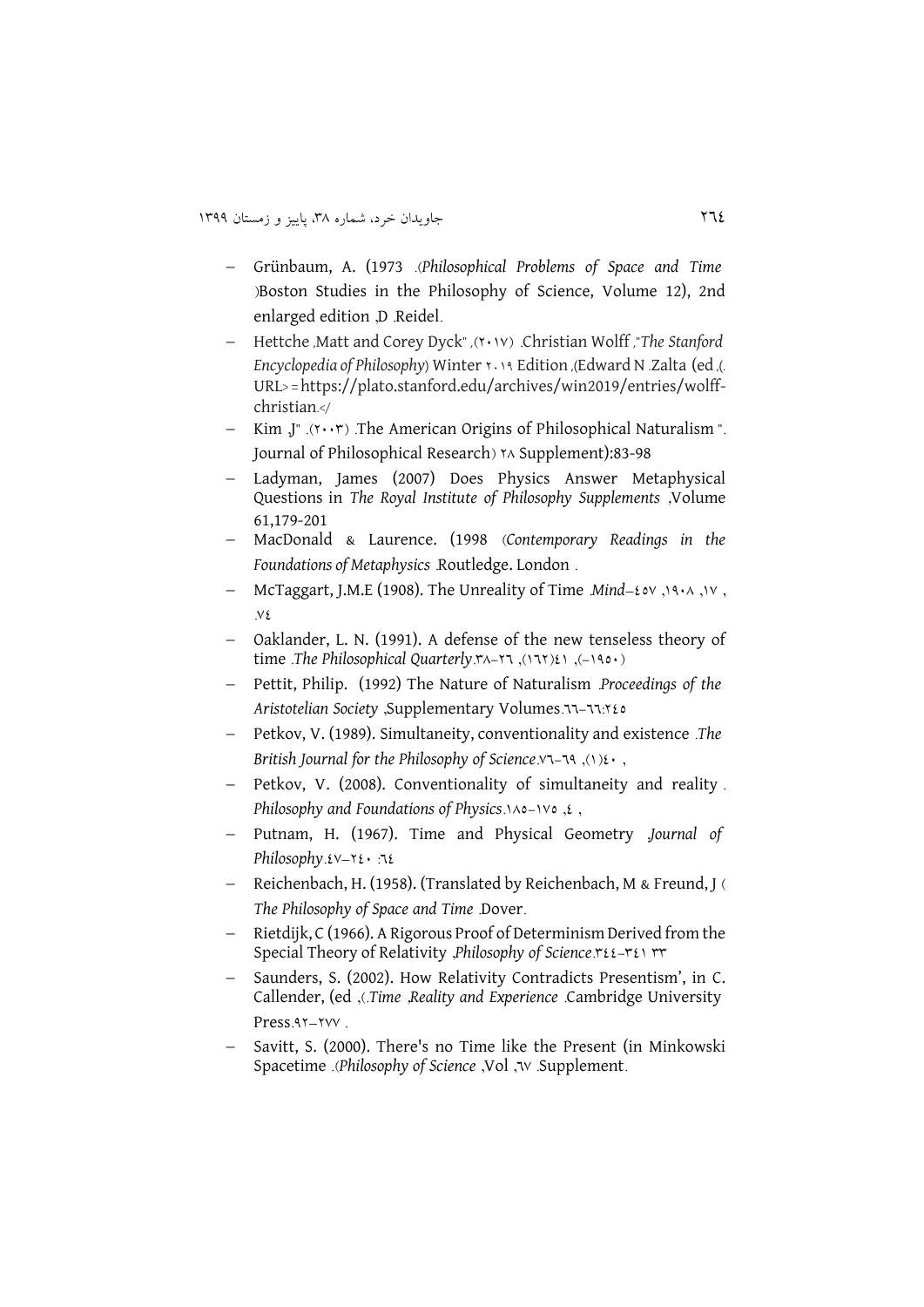- Grünbaum, A. (1973 .(*Philosophical Problems of Space and Time* )Boston Studies in the Philosophy of Science, Volume 12), 2nd enlarged edition ,D .Reidel.
- Hettche ,Matt and Corey Dyck" ,(۲۰۱۷) .Christian Wolff ,"*The Stanford Encyclopedia of Philosophy*) Winter ۲۰۱۹ Edition ,(Edward N .Zalta (ed ,(. URL> = https://plato.stanford.edu/archives/win2019/entries/wolff-christian.</
- Kim ,J" .(۲۰۰۳) .The American Origins of Philosophical Naturalism ". Journal of Philosophical Research) ۲۸ Supplement):83-98
- Ladyman, James (2007) Does Physics Answer Metaphysical Questions in *The Royal Institute of Philosophy Supplements* ,Volume 61,179-201
- MacDonald & Laurence. (1998 (*Contemporary Readings in the Foundations of Metaphysics* .Routledge. London .
- McTaggart, J.M.E (1908). The Unreality of Time .*Mind*–٤٥٧ ,١٩٠٨ ,١٧ , .٧٤
- Oaklander, L. N. (1991). A defense of the new tenseless theory of time .*The Philosophical Quarterly*.٣٨–٢٦ ,(١٦٢)٤١ ,(–١٩٥٠)
- Pettit, Philip. (1992) The Nature of Naturalism .*Proceedings of the Aristotelian Society* ,Supplementary Volumes.٦٦–٦٦:٢٤٥
- Petkov, V. (1989). Simultaneity, conventionality and existence .*The British Journal for the Philosophy of Science*.٧٦–٦٩ ,(١)٤٠ ,
- Petkov, V. (2008). Conventionality of simultaneity and reality . *Philosophy and Foundations of Physics*.١٨٥–١٧٥ ,٤ ,
- Putnam, H. (1967). Time and Physical Geometry .*Journal of Philosophy*.٤٧–٢٤٠ :٦٤
- Reichenbach, H. (1958). (Translated by Reichenbach, M & Freund, J ( *The Philosophy of Space and Time* .Dover.
- Rietdijk, C (1966). A Rigorous Proof of Determinism Derived from the Special Theory of Relativity .*Philosophy of Science*.٣٤٤–٣٤١ ٣٣
- Saunders, S. (2002). How Relativity Contradicts Presentism', in C. Callender, (ed ,(.*Time* ,*Reality and Experience* .Cambridge University Press.٩٢–٢٧٧ .
- Savitt, S. (2000). There's no Time like the Present (in Minkowski Spacetime .(*Philosophy of Science* ,Vol ,٦٧ .Supplement.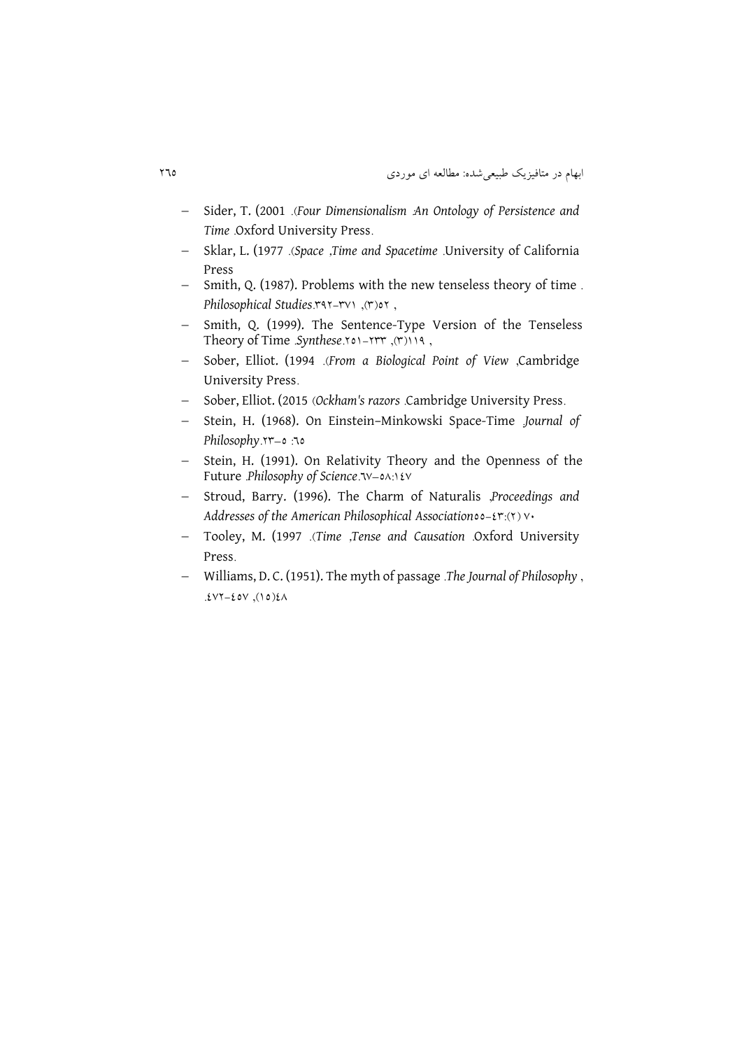- Sider, T. (2001 .(*Four Dimensionalism :An Ontology of Persistence and Time* .Oxford University Press.
- Sklar, L. (1977 .(*Space ,Time and Spacetime* .University of California Press
- Smith, Q. (1987). Problems with the new tenseless theory of time . *Philosophical Studies*.۳۹۲-۳۷۱ ,(۳)۵۲ ,
- Smith, Q. (1999). The Sentence-Type Version of the Tenseless Theory of Time .*Synthese*.۲۵۱-۲۳۳ ,(۳)۱۱۹ ,
- Sober, Elliot. (1994 .(*From a Biological Point of View* ,Cambridge University Press.
- Sober, Elliot. (2015 (*Ockham's razors* .Cambridge University Press.
- Stein, H. (1968). On Einstein–Minkowski Space-Time .*Journal of Philosophy*.۲۳-۵ :٦٥
- Stein, H. (1991). On Relativity Theory and the Openness of the Future .*Philosophy of Science*.٦٧-٥٨:١٤٧
- Stroud, Barry. (1996). The Charm of Naturalis ,*Proceedings and Addresses of the American Philosophical Association*٥٥-٤٣:(٢) ٧٠
- Tooley, M. (1997 .(*Time ,Tense and Causation* .Oxford University Press.
- Williams, D. C. (1951). The myth of passage .*The Journal of Philosophy* , .٤٧٢-٤٥٧ ,(١٥)٤٨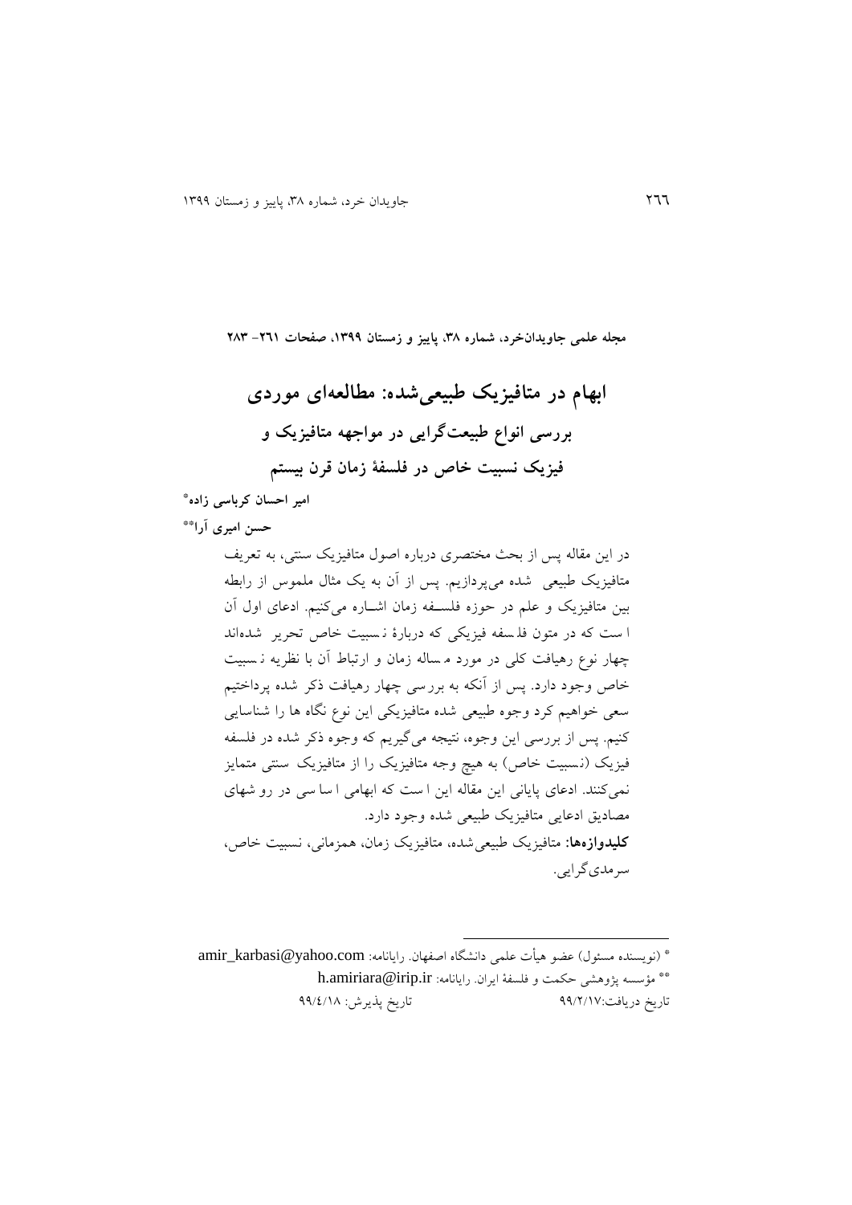مجله علمی جاویدان‌خرد، شماره ۳۸، پاییز و زمستان ۱۳۹۹، صفحات ۲۶۱– ۲۸۳

# ابهام در متافیزیک طبیعی‌شده: مطالعه‌ای موردی

## بررسی انواع طبیعت‌گرایی در مواجهه متافیزیک و فیزیک نسبیت خاص در فلسفهٔ زمان قرن بیستم

**امیر احسان کرباسی زاده**[*]

**حسن امیری آرا**[**]

در این مقاله پس از بحث مختصری درباره اصول متافیزیک سنتی، به تعریف متافیزیک طبیعی شده می‌پردازیم. پس از آن به یک مثال ملموس از رابطه بین متافیزیک و علم در حوزه فلسفه زمان اشاره می‌کنیم. ادعای اول آن است که در متون فلسفه فیزیکی که دربارهٔ نسبیت خاص تحریر شده‌اند چهار نوع رهیافت کلی در مورد مساله زمان و ارتباط آن با نظریه نسبیت خاص وجود دارد. پس از آنکه به بررسی چهار رهیافت ذکر شده پرداختیم سعی خواهیم کرد وجوه طبیعی شده متافیزیکی این نوع نگاه ها را شناسایی کنیم. پس از بررسی این وجوه، نتیجه می‌گیریم که وجوه ذکر شده در فلسفه فیزیک (نسبیت خاص) به هیچ وجه متافیزیک را از متافیزیک سنتی متمایز نمی‌کنند. ادعای پایانی این مقاله این است که ابهامی اساسی در روشهای مصادیق ادعایی متافیزیک طبیعی شده وجود دارد.

**کلیدواژه‌ها:** متافیزیک طبیعی‌شده، متافیزیک زمان، همزمانی، نسبیت خاص، سرمدی‌گرایی.

---

[*] (نویسنده مسئول) عضو هیأت علمی دانشگاه اصفهان. رایانامه: amir_karbasi@yahoo.com

[**] مؤسسه پژوهشی حکمت و فلسفهٔ ایران. رایانامه: h.amiriara@irip.ir

تاریخ دریافت:۹۹/۲/۱۷ تاریخ پذیرش: ۹۹/۴/۱۸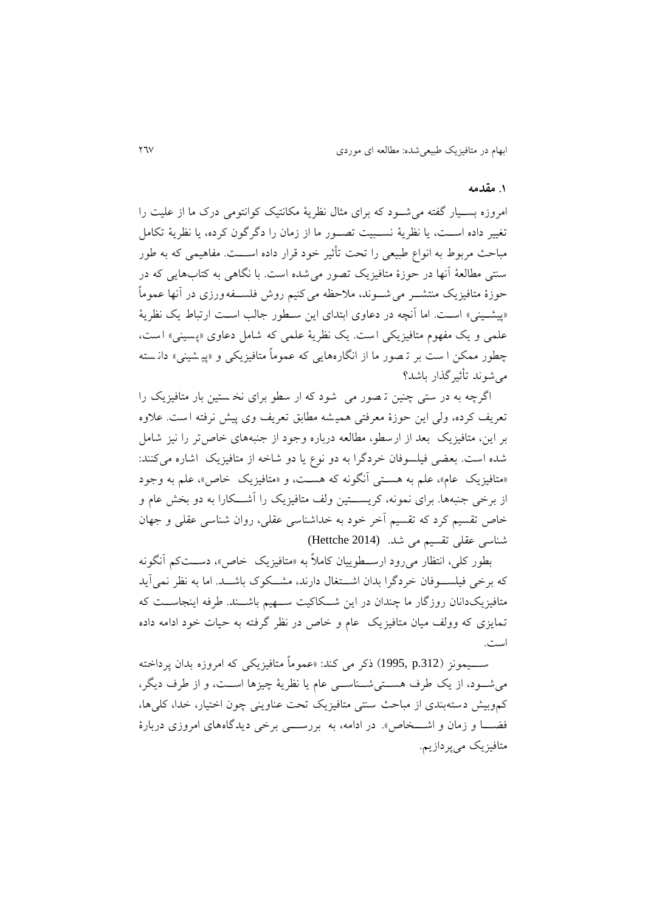## ۱. مقدمه

امروزه بسیار گفته می‌شود که برای مثال نظریهٔ مکانتیک کوانتومی درک ما از علیت را تغییر داده است، یا نظریهٔ نسبیت تصور ما از زمان را دگرگون کرده، یا نظریهٔ تکامل مباحث مربوط به انواع طبیعی را تحت تأثیر خود قرار داده است. مفاهیمی که به طور سنتی مطالعهٔ آنها در حوزهٔ متافیزیک تصور می‌شده است. با نگاهی به کتاب‌هایی که در حوزهٔ متافیزیک منتشر می‌شوند، ملاحظه می‌کنیم روش فلسفه‌ورزی در آنها عموماً «پیشینی» است. اما آنچه در دعاوی ابتدای این سطور جالب است ارتباط یک نظریهٔ علمی و یک مفهوم متافیزیکی است. یک نظریهٔ علمی که شامل دعاوی «پسینی» است، چطور ممکن است بر تصور ما از انگاره‌هایی که عموماً متافیزیکی و «پیشینی» دانسته می‌شوند تأثیرگذار باشد؟

اگرچه به در ستی چنین تصور می شود که ارسطو برای نخستین بار متافیزیک را تعریف کرده، ولی این حوزهٔ معرفتی همیشه مطابق تعریف وی پیش نرفته است. علاوه بر این، متافیزیک بعد از ارسطو، مطالعه درباره وجود از جنبه‌های خاص‌تر را نیز شامل شده است. بعضی فیلسوفان خردگرا به دو نوع یا دو شاخه از متافیزیک اشاره می‌کنند: «متافیزیک عام»، علم به هستی آنگونه که هست، و «متافیزیک خاص»، علم به وجود از برخی جنبه‌ها. برای نمونه، کریستین ولف متافیزیک را آشکارا به دو بخش عام و خاص تقسیم کرد که تقسیم آخر خود به خداشناسی عقلی، روان شناسی عقلی و جهان شناسی عقلی تقسیم می شد. (Hettche 2014)

بطور کلی، انتظار می‌رود ارسطوییان کاملاً به «متافیزیک خاص»، دست‌کم آنگونه که برخی فیلسوفان خردگرا بدان اشتغال دارند، مشکوک باشند. اما به نظر نمی‌آید متافیزیک‌دانان روزگار ما چندان در این شکاکیت سهیم باشند. طرفه اینجاست که تمایزی که وولف میان متافیزیک عام و خاص در نظر گرفته به حیات خود ادامه داده است.

سیمونز (1995, p.312) ذکر می کند: «عموماً متافیزیکی که امروزه بدان پرداخته می‌شود، از یک طرف هستی‌شناسی عام یا نظریهٔ چیزها است، و از طرف دیگر، کم‌وبیش دسته‌بندی از مباحث سنتی متافیزیک تحت عناوینی چون اختیار، خدا، کلی‌ها، فضا و زمان و اشخاص». در ادامه، به بررسی برخی دیدگاه‌های امروزی دربارهٔ متافیزیک می‌پردازیم.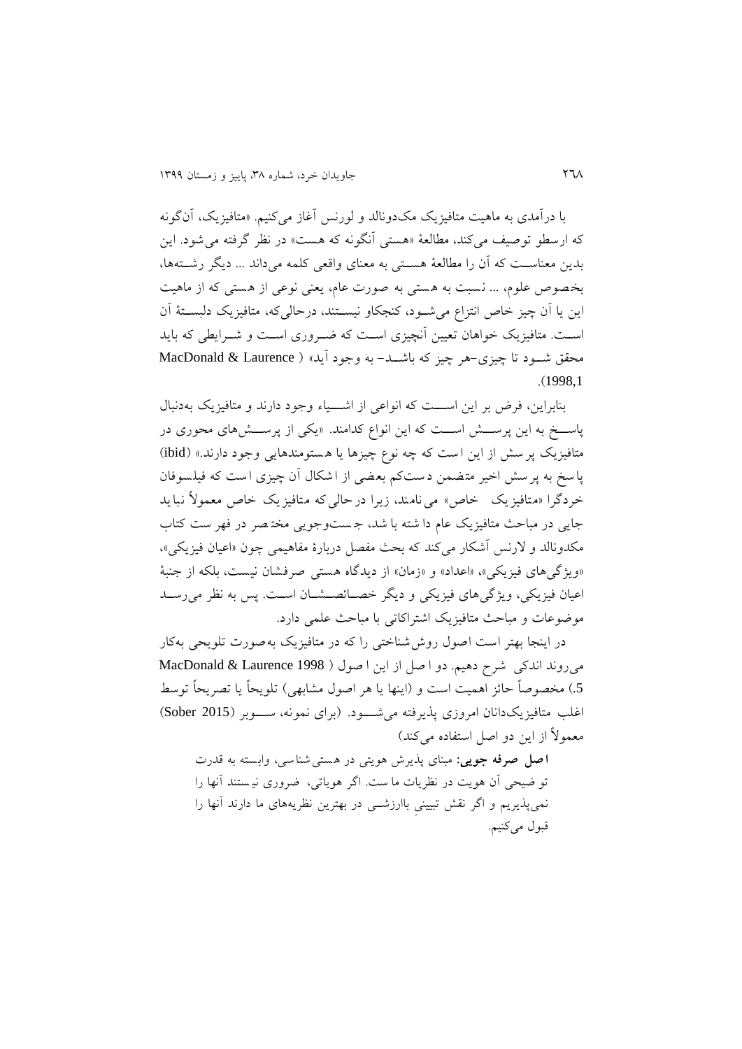با درآمدی به ماهیت متافیزیک مک‌دونالد و لورنس آغاز می‌کنیم. «متافیزیک، آن‌گونه که ارسطو توصیف می‌کند، مطالعهٔ «هستی آنگونه که هست» در نظر گرفته می‌شود. این بدین معناست که آن را مطالعهٔ هستی به معنای واقعی کلمه می‌داند ... دیگر رشته‌ها، بخصوص علوم، ... نسبت به هستی به صورت عام، یعنی نوعی از هستی که از ماهیت این یا آن چیز خاص انتزاع می‌شود، کنجکاو نیستند، درحالی‌که، متافیزیک دلبستهٔ آن است. متافیزیک خواهان تعیین آنچیزی است که ضروری است و شرایطی که باید محقق شود تا چیزی-هر چیز که باشد- به وجود آید» (MacDonald & Laurence 1998,1).

بنابراین، فرض بر این است که انواعی از اشیاء وجود دارند و متافیزیک به‌دنبال پاسخ به این پرسش است که این انواع کدامند. «یکی از پرسش‌های محوری در متافیزیک پرسش از این است که چه نوع چیزها یا هستومندهایی وجود دارند.» (ibid) پاسخ به پرسش اخیر متضمن دست‌کم بعضی از اشکال آن چیزی است که فیلسوفان خردگرا «متافیزیک خاص» می‌نامند، زیرا درحالی‌که متافیزیک خاص معمولاً نباید جایی در مباحث متافیزیک عام داشته باشد، جست‌وجویی مختصر در فهرست کتاب مکدونالد و لارنس آشکار می‌کند که بحث مفصل دربارهٔ مفاهیمی چون «اعیان فیزیکی»، «ویژگی‌های فیزیکی»، «اعداد» و «زمان» از دیدگاه هستی صرفشان نیست، بلکه از جنبهٔ اعیان فیزیکی، ویژگی‌های فیزیکی و دیگر خصائصشان است. پس به نظر می‌رسد موضوعات و مباحث متافیزیک اشتراکاتی با مباحث علمی دارد.

در اینجا بهتر است اصول روش‌شناختی را که در متافیزیک به‌صورت تلویحی به‌کار می‌روند اندکی شرح دهیم. دو اصل از این اصول (MacDonald & Laurence 1998 5.) مخصوصاً حائز اهمیت است و (اینها یا هر اصول مشابهی) تلویحاً یا تصریحاً توسط اغلب متافیزیک‌دانان امروزی پذیرفته می‌شود. (برای نمونه، سوبر (Sober 2015) معمولاً از این دو اصل استفاده می‌کند)

> **اصل صرفه جویی:** مبنای پذیرش هویتی در هستی‌شناسی، وابسته به قدرت توضیحی آن هویت در نظریات ماست. اگر هویاتی، ضروری نیستند آنها را نمی‌پذیریم و اگر نقش تبیینیِ باارزشی در بهترین نظریه‌های ما دارند آنها را قبول می‌کنیم.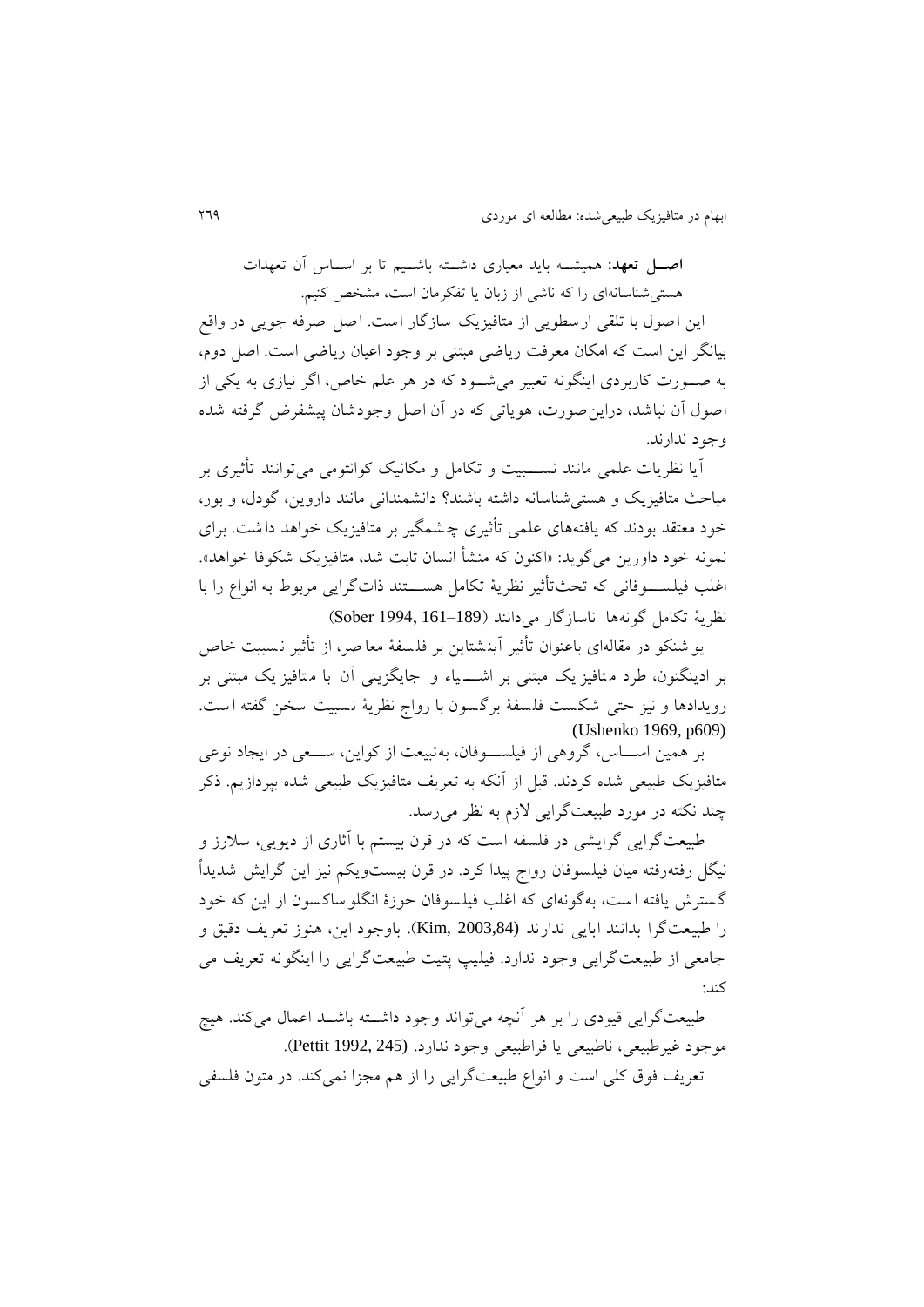**اصـــل تعهد**: همیشـــه باید معیاری داشـــته باشـــیم تا بر اســـاس آن تعهدات هستی‌شناسانه‌ای را که ناشی از زبان یا تفکرمان است، مشخص کنیم.

این اصول با تلقی ارسطویی از متافیزیک سازگار است. اصل صرفه جویی در واقع بیانگر این است که امکان معرفت ریاضی مبتنی بر وجود اعیان ریاضی است. اصل دوم، به صـــورت کاربردی اینگونه تعبیر می‌شـــود که در هر علم خاص، اگر نیازی به یکی از اصول آن نباشد، دراین‌صورت، هویاتی که در آن اصل وجودشان پیشفرض گرفته شده وجود ندارند.

آیا نظریات علمی مانند نســـبیت و تکامل و مکانیک کوانتومی می‌توانند تأثیری بر مباحث متافیزیک و هستی‌شناسانه داشته باشند؟ دانشمندانی مانند داروین، گودل، و بور، خود معتقد بودند که یافته‌های علمی تأثیری چشمگیر بر متافیزیک خواهد داشت. برای نمونه خود داورین می‌گوید: «اکنون که منشأ انسان ثابت شد، متافیزیک شکوفا خواهد». اغلب فیلســـوفانی که تحت‌تأثیر نظریهٔ تکامل هســـتند ذات‌گرایی مربوط به انواع را با نظریهٔ تکامل گونه‌ها ناسازگار می‌دانند (Sober 1994, 161–189)

یو شنکو در مقاله‌ای باعنوان تأثیر آینشتاین بر فلسفهٔ معاصر، از تأثیر نسبیت خاص بر ادینگتون، طرد متافیزیک مبتنی بر اشـــیاء و جایگزینی آن با متافیزیک مبتنی بر رویدادها و نیز حتی شکست فلسفهٔ برگسون با رواج نظریهٔ نسبیت سخن گفته است. (Ushenko 1969, p609)

بر همین اســـاس، گروهی از فیلســـوفان، به‌تبعیت از کواین، ســـعی در ایجاد نوعی متافیزیک طبیعی شده کردند. قبل از آنکه به تعریف متافیزیک طبیعی شده بپردازیم. ذکر چند نکته در مورد طبیعت‌گرایی لازم به نظر می‌رسد.

طبیعت‌گرایی گرایشی در فلسفه است که در قرن بیستم با آثاری از دیویی، سلارز و نیگل رفته‌رفته میان فیلسوفان رواج پیدا کرد. در قرن بیست‌ویکم نیز این گرایش شدیداً گسترش یافته است، به‌گونه‌ای که اغلب فیلسوفان حوزهٔ انگلوساکسون از این که خود را طبیعت‌گرا بدانند ابایی ندارند (Kim, 2003,84). باوجود این، هنوز تعریف دقیق و جامعی از طبیعت‌گرایی وجود ندارد. فیلیپ پتیت طبیعت‌گرایی را اینگونه تعریف می کند:

طبیعت‌گرایی قیودی را بر هر آنچه می‌تواند وجود داشـــته باشـــد اعمال می‌کند. هیچ موجود غیرطبیعی، ناطبیعی یا فراطبیعی وجود ندارد. (Pettit 1992, 245).

تعریف فوق کلی است و انواع طبیعت‌گرایی را از هم مجزا نمی‌کند. در متون فلسفی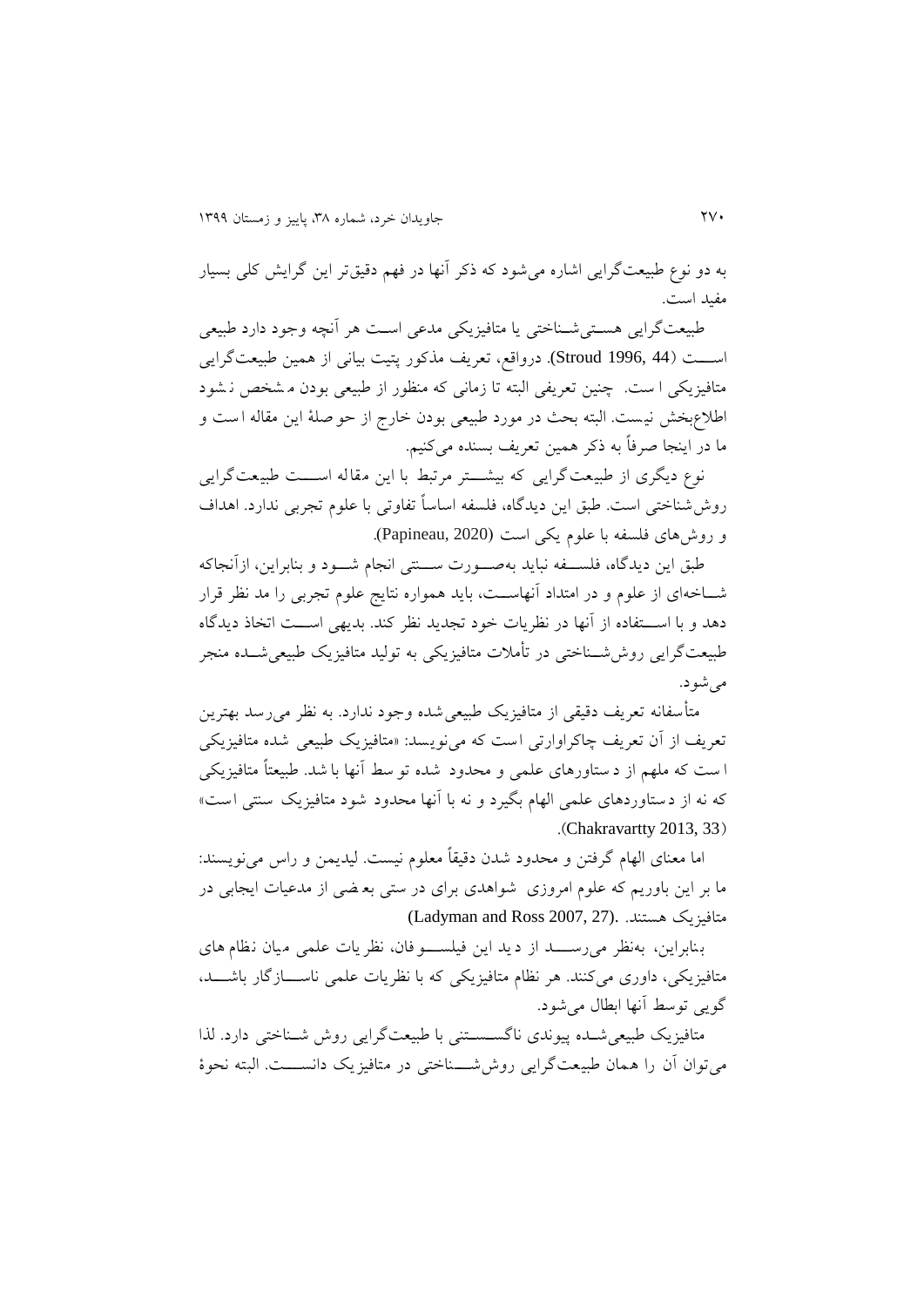به دو نوع طبیعت‌گرایی اشاره می‌شود که ذکر آنها در فهم دقیق‌تر این گرایش کلی بسیار مفید است.

طبیعت‌گرایی هستی‌شناختی یا متافیزیکی مدعی است هر آنچه وجود دارد طبیعی است (Stroud 1996, 44). درواقع، تعریف مذکور پتیت بیانی از همین طبیعت‌گرایی متافیزیکی است. چنین تعریفی البته تا زمانی که منظور از طبیعی بودن مشخص نشود اطلاع‌بخش نیست. البته بحث در مورد طبیعی بودن خارج از حوصلهٔ این مقاله است و ما در اینجا صرفاً به ذکر همین تعریف بسنده می‌کنیم.

نوع دیگری از طبیعت‌گرایی که بیشتر مرتبط با این مقاله است طبیعت‌گرایی روش‌شناختی است. طبق این دیدگاه، فلسفه اساساً تفاوتی با علوم تجربی ندارد. اهداف و روش‌های فلسفه با علوم یکی است (Papineau, 2020).

طبق این دیدگاه، فلسفه نباید به‌صورت سنتی انجام شود و بنابراین، ازآنجاکه شاخه‌ای از علوم و در امتداد آنهاست، باید همواره نتایج علوم تجربی را مد نظر قرار دهد و با استفاده از آنها در نظریات خود تجدید نظر کند. بدیهی است اتخاذ دیدگاه طبیعت‌گرایی روش‌شناختی در تأملات متافیزیکی به تولید متافیزیک طبیعی‌شده منجر می‌شود.

متأسفانه تعریف دقیقی از متافیزیک طبیعی‌شده وجود ندارد. به نظر می‌رسد بهترین تعریف از آن تعریف چاکراوارتی است که می‌نویسد: «متافیزیک طبیعی شده متافیزیکی است که ملهم از دستاورهای علمی و محدود شده توسط آنها باشد. طبیعتاً متافیزیکی که نه از دستاوردهای علمی الهام بگیرد و نه با آنها محدود شود متافیزیک سنتی است» (Chakravartty 2013, 33).

اما معنای الهام گرفتن و محدود شدن دقیقاً معلوم نیست. لیدیمن و راس می‌نویسند: ما بر این باوریم که علوم امروزی شواهدی برای درستی بعضی از مدعیات ایجابی در متافیزیک هستند. (Ladyman and Ross 2007, 27).

بنابراین، به‌نظر می‌رسد از دید این فیلسوفان، نظریات علمی میان نظام‌های متافیزیکی، داوری می‌کنند. هر نظام متافیزیکی که با نظریات علمی ناسازگار باشد، گویی توسط آنها ابطال می‌شود.

متافیزیک طبیعی‌شده پیوندی ناگسستنی با طبیعت‌گرایی روش شناختی دارد. لذا می‌توان آن را همان طبیعت‌گرایی روش‌شناختی در متافیزیک دانست. البته نحوهٔ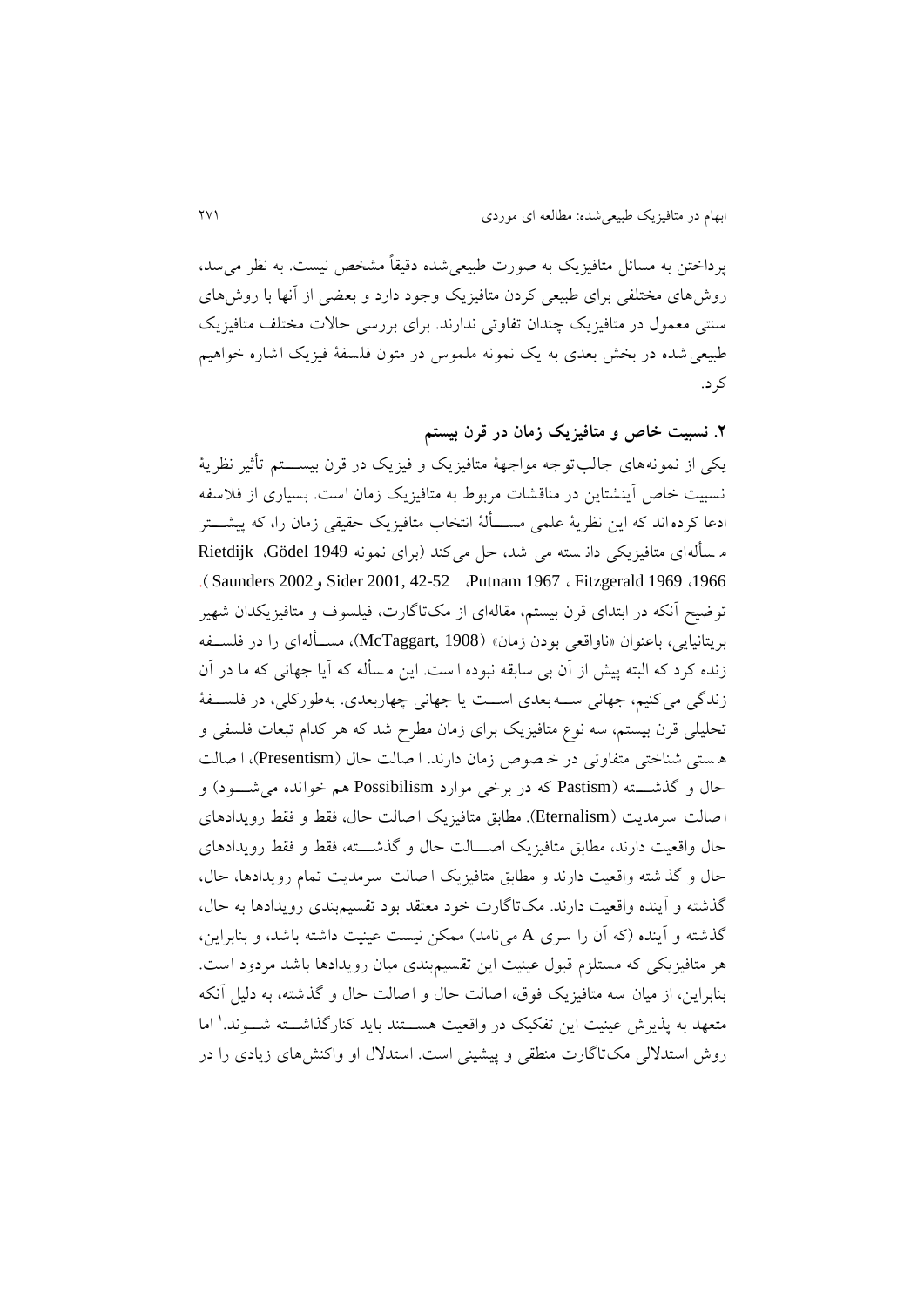پرداختن به مسائل متافیزیک به صورت طبیعی‌شده دقیقاً مشخص نیست. به نظر می‌سد، روش‌های مختلفی برای طبیعی کردن متافیزیک وجود دارد و بعضی از آنها با روش‌های سنتی معمول در متافیزیک چندان تفاوتی ندارند. برای بررسی حالات مختلف متافیزیک طبیعی‌شده در بخش بعدی به یک نمونه ملموس در متون فلسفهٔ فیزیک اشاره خواهیم کرد.

## ۲. نسبیت خاص و متافیزیک زمان در قرن بیستم

یکی از نمونه‌های جالب‌توجه مواجهٔ متافیزیک و فیزیک در قرن بیستم تأثیر نظریهٔ نسبیت خاص آینشتاین در مناقشات مربوط به متافیزیک زمان است. بسیاری از فلاسفه ادعا کرده‌اند که این نظریهٔ علمی مسألهٔ انتخاب متافیزیک حقیقی زمان را، که پیشتر مسأله‌ای متافیزیکی دانسته می شد، حل می‌کند (برای نمونه Gödel 1949، Rietdijk 1966، Fitzgerald 1969 ، Putnam 1967، Sider 2001, 42-52 و Saunders 2002 ). توضیح آنکه در ابتدای قرن بیستم، مقاله‌ای از مک‌تاگارت، فیلسوف و متافیزیکدان شهیر بریتانیایی، باعنوان «ناواقعی بودن زمان» (McTaggart, 1908)، مسأله‌ای را در فلسفه زنده کرد که البته پیش از آن بی سابقه نبوده است. این مسأله که آیا جهانی که ما در آن زندگی می‌کنیم، جهانی سه‌بعدی است یا جهانی چهاربعدی. به‌طورکلی، در فلسفهٔ تحلیلی قرن بیستم، سه نوع متافیزیک برای زمان مطرح شد که هر کدام تبعات فلسفی و هستی شناختی متفاوتی در خصوص زمان دارند. اصالت حال (Presentism)، اصالت حال و گذشته (Pastism که در برخی موارد Possibilism هم خوانده می‌شود) و اصالت سرمدیت (Eternalism). مطابق متافیزیک اصالت حال، فقط و فقط رویدادهای حال واقعیت دارند، مطابق متافیزیک اصالت حال و گذشته، فقط و فقط رویدادهای حال و گذشته واقعیت دارند و مطابق متافیزیک اصالت سرمدیت تمام رویدادها، حال، گذشته و آینده واقعیت دارند. مک‌تاگارت خود معتقد بود تقسیم‌بندی رویدادها به حال، گذشته و آینده (که آن را سری A می‌نامد) ممکن نیست عینیت داشته باشد، و بنابراین، هر متافیزیکی که مستلزم قبول عینیت این تقسیم‌بندی میان رویدادها باشد مردود است. بنابراین، از میان سه متافیزیک فوق، اصالت حال و اصالت حال و گذشته، به دلیل آنکه متعهد به پذیرش عینیت این تفکیک در واقعیت هستند باید کنارگذاشته شوند.[1] اما روش استدلالی مک‌تاگارت منطقی و پیشینی است. استدلال او واکنش‌های زیادی را در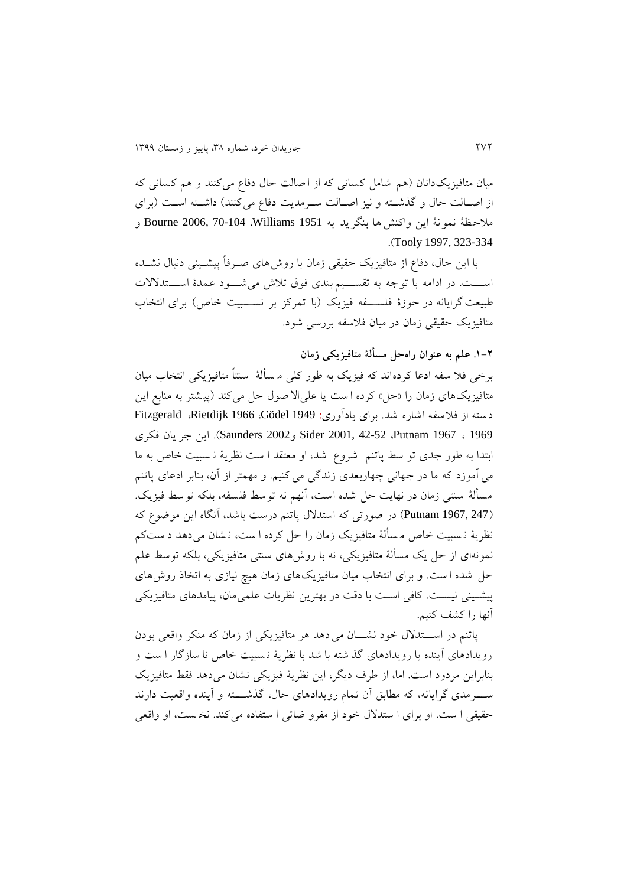میان متافیزیک‌دانان (هم شامل کسانی که از اصالت حال دفاع می‌کنند و هم کسانی که از اصالت حال و گذشته و نیز اصالت سرمدیت دفاع می‌کنند) داشته است (برای ملاحظهٔ نمونهٔ این واکنش‌ها بنگرید به Williams 1951، Bourne 2006, 70-104 و Tooly 1997, 323-334).

با این حال، دفاع از متافیزیک حقیقی زمان با روش‌های صرفاً پیشینی دنبال نشده است. در ادامه با توجه به تقسیم‌بندی فوق تلاش می‌شود عمدهٔ استدلالات طبیعت‌گرایانه در حوزهٔ فلسفه فیزیک (با تمرکز بر نسبیت خاص) برای انتخاب متافیزیک حقیقی زمان در میان فلاسفه بررسی شود.

### ۲-۱. علم به عنوان راه‌حل مسألهٔ متافیزیکی زمان

برخی فلاسفه ادعا کرده‌اند که فیزیک به طور کلی مسألهٔ سنتاً متافیزیکی انتخاب میان متافیزیک‌های زمان را «حل» کرده است یا علی‌الاصول حل می‌کند (پیشتر به منابع این دسته از فلاسفه اشاره شد. برای یادآوری: Gödel 1949، Rietdijk 1966، Fitzgerald 1969 ، Putnam 1967، Sider 2001, 42-52 و Saunders 2002). این جریان فکری ابتدا به طور جدی توسط پاتنم شروع شد، او معتقد است نظریهٔ نسبیت خاص به ما می‌آموزد که ما در جهانی چهاربعدی زندگی می‌کنیم. و مهمتر از آن، بنابر ادعای پاتنم مسألهٔ سنتی زمان در نهایت حل شده است، آنهم نه توسط فلسفه، بلکه توسط فیزیک. (Putnam 1967, 247) در صورتی که استدلال پاتنم درست باشد، آنگاه این موضوع که نظریهٔ نسبیت خاص مسألهٔ متافیزیک زمان را حل کرده است، نشان می‌دهد دست‌کم نمونه‌ای از حل یک مسألهٔ متافیزیکی، نه با روش‌های سنتی متافیزیکی، بلکه توسط علم حل شده است. و برای انتخاب میان متافیزیک‌های زمان هیچ نیازی به اتخاذ روش‌های پیشینی نیست. کافی است با دقت در بهترین نظریات علمی‌مان، پیامدهای متافیزیکی آنها را کشف کنیم.

پاتنم در استدلال خود نشان می‌دهد هر متافیزیکی از زمان که منکر واقعی بودن رویدادهای آینده یا رویدادهای گذشته باشد با نظریهٔ نسبیت خاص ناسازگار است و بنابراین مردود است. اما، از طرف دیگر، این نظریهٔ فیزیکی نشان می‌دهد فقط متافیزیک سرمدی گرایانه، که مطابق آن تمام رویدادهای حال، گذشته و آینده واقعیت دارند حقیقی است. او برای استدلال خود از مفروضاتی استفاده می‌کند. نخست، او واقعی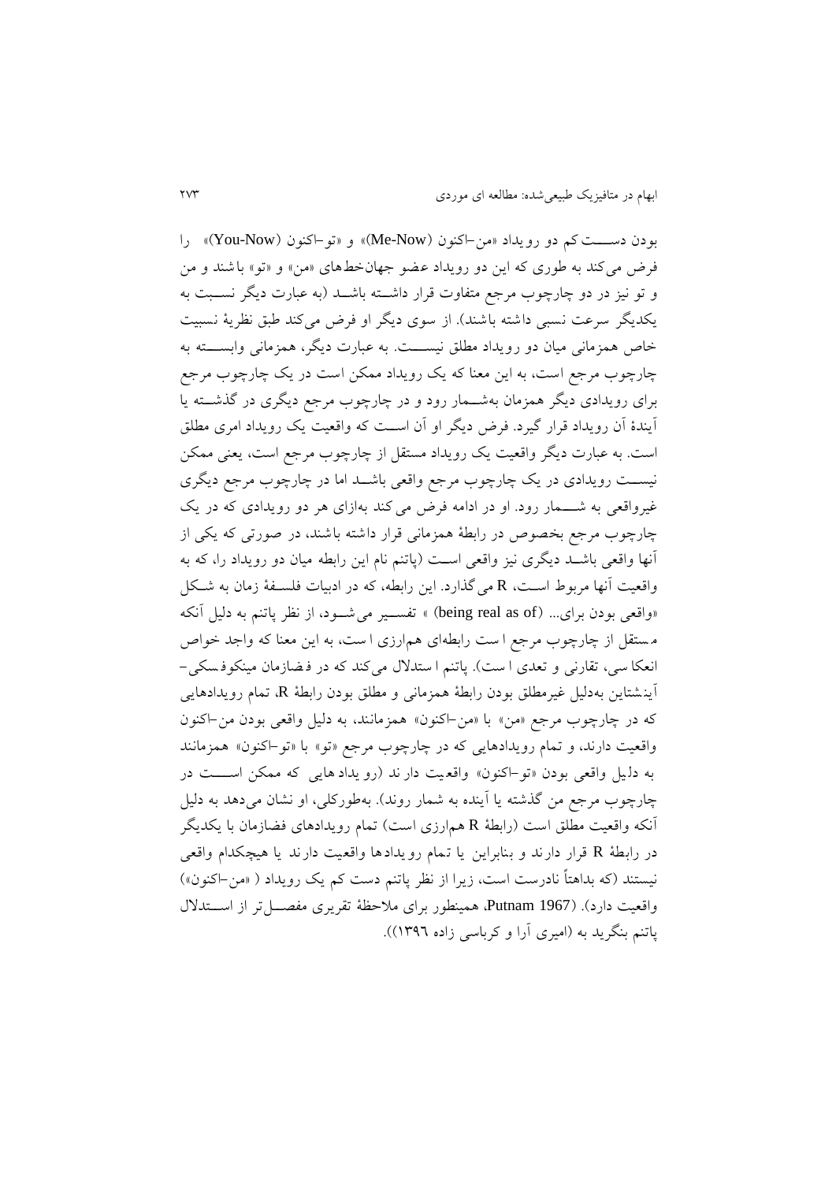بودن دست‌کم دو رویداد «من–اکنون (Me-Now)» و «تو–اکنون (You-Now)» را فرض می‌کند به طوری که این دو رویداد عضو جهان‌خط‌های «من» و «تو» باشند و من و تو نیز در دو چارچوب مرجع متفاوت قرار داشته باشند (به عبارت دیگر نسبت به یکدیگر سرعت نسبی داشته باشند). از سوی دیگر او فرض می‌کند طبق نظریهٔ نسبیت خاص همزمانی میان دو رویداد مطلق نیست. به عبارت دیگر، همزمانی وابسته به چارچوب مرجع است، به این معنا که یک رویداد ممکن است در یک چارچوب مرجع برای رویدادی دیگر همزمان به‌شمار رود و در چارچوب مرجع دیگری در گذشته یا آیندهٔ آن رویداد قرار گیرد. فرض دیگر او آن است که واقعیت یک رویداد امری مطلق است. به عبارت دیگر واقعیت یک رویداد مستقل از چارچوب مرجع است، یعنی ممکن نیست رویدادی در یک چارچوب مرجع واقعی باشد اما در چارچوب مرجع دیگری غیرواقعی به شمار رود. او در ادامه فرض می‌کند به‌ازای هر دو رویدادی که در یک چارچوب مرجع بخصوص در رابطهٔ همزمانی قرار داشته باشند، در صورتی که یکی از آنها واقعی باشد دیگری نیز واقعی است (پاتنم نام این رابطه میان دو رویداد را، که به واقعیت آنها مربوط است، R می‌گذارد. این رابطه، که در ادبیات فلسفهٔ زمان به شکل «واقعی بودن برای... (being real as of) » تفسیر می‌شود، از نظر پاتنم به دلیل آنکه مستقل از چارچوب مرجع است رابطه‌ای هم‌ارزی است، به این معنا که واجد خواص انعکاسی، تقارنی و تعدی است). پاتنم استدلال می‌کند که در فضازمان مینکوفسکی–آینشتاین به‌دلیل غیرمطلق بودن رابطهٔ همزمانی و مطلق بودن رابطهٔ R، تمام رویدادهایی که در چارچوب مرجع «من» با «من–اکنون» همزمانند، به دلیل واقعی بودن من–اکنون واقعیت دارند، و تمام رویدادهایی که در چارچوب مرجع «تو» با «تو–اکنون» همزمانند به دلیل واقعی بودن «تو–اکنون» واقعیت دارند (رویدادهایی که ممکن است در چارچوب مرجع من گذشته یا آینده به شمار روند). به‌طورکلی، او نشان می‌دهد به دلیل آنکه واقعیت مطلق است (رابطهٔ R هم‌ارزی است) تمام رویدادهای فضازمان با یکدیگر در رابطهٔ R قرار دارند و بنابراین یا تمام رویدادها واقعیت دارند یا هیچکدام واقعی نیستند (که بداهتاً نادرست است، زیرا از نظر پاتنم دست کم یک رویداد ( «من–اکنون») واقعیت دارد). (Putnam 1967، همینطور برای ملاحظهٔ تقریری مفصل‌تر از استدلال پاتنم بنگرید به (امیری آرا و کرباسی زاده ١٣٩٦)).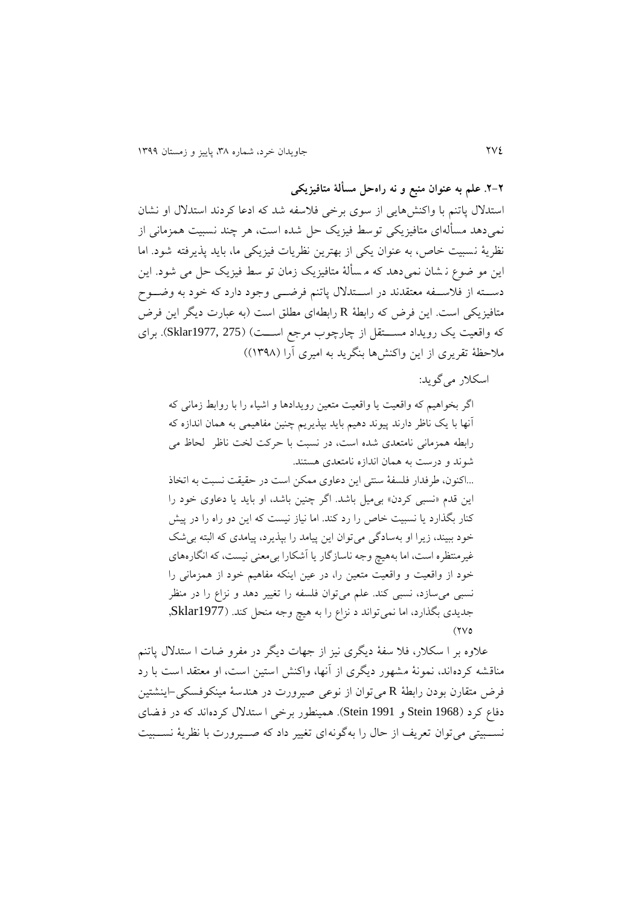### ۲-۲. علم به عنوان منبع و نه راه‌حل مسألهٔ متافیزیکی

استدلال پاتنم با واکنش‌هایی از سوی برخی فلاسفه شد که ادعا کردند استدلال او نشان نمی‌دهد مسأله‌ای متافیزیکی توسط فیزیک حل شده است، هر چند نسبیت همزمانی از نظریهٔ نسبیت خاص، به عنوان یکی از بهترین نظریات فیزیکی ما، باید پذیرفته شود. اما این موضوع نشان نمی‌دهد که مسألهٔ متافیزیک زمان توسط فیزیک حل می شود. این دسته از فلاسفه معتقدند در استدلال پاتنم فرضی وجود دارد که خود به وضوح متافیزیکی است. این فرض که رابطهٔ R رابطه‌ای مطلق است (به عبارت دیگر این فرض که واقعیت یک رویداد مستقل از چارچوب مرجع است) (Sklar1977, 275). برای ملاحظهٔ تقریری از این واکنش‌ها بنگرید به امیری آرا (۱۳۹۸))

اسکلار می‌گوید:

> اگر بخواهیم که واقعیت یا واقعیت متعین رویدادها و اشیاء را با روابط زمانی که آنها با یک ناظر دارند پیوند دهیم باید بپذیریم چنین مفاهیمی به همان اندازه که رابطه همزمانی نامتعدی شده است، در نسبت با حرکت لخت ناظر لحاظ می شوند و درست به همان اندازه نامتعدی هستند.
>
> ...اکنون، طرفدار فلسفهٔ سنتی این دعاوی ممکن است در حقیقت نسبت به اتخاذ این قدم «نسبی کردن» بی‌میل باشد. اگر چنین باشد، او باید یا دعاوی خود را کنار بگذارد یا نسبیت خاص را رد کند. اما نیاز نیست که این دو راه را در پیش خود ببیند، زیرا او به‌سادگی می‌توان این پیامد را بپذیرد، پیامدی که البته بی‌شک غیرمنتظره است، اما به‌هیچ وجه ناسازگار یا آشکارا بی‌معنی نیست، که انگاره‌های خود از واقعیت و واقعیت متعین را، در عین اینکه مفاهیم خود از همزمانی را نسبی می‌سازد، نسبی کند. علم می‌توان فلسفه را تغییر دهد و نزاع را در منظر جدیدی بگذارد، اما نمی‌تواند نزاع را به هیچ وجه منحل کند. (Sklar1977, 275)

علاوه بر اسکلار، فلاسفهٔ دیگری نیز از جهات دیگر در مفروضات استدلال پاتنم مناقشه کرده‌اند، نمونهٔ مشهور دیگری از آنها، واکنش استین است، او معتقد است با رد فرض متقارن بودن رابطهٔ R می‌توان از نوعی صیرورت در هندسهٔ مینکوفسکی-اینشتین دفاع کرد (Stein 1968 و Stein 1991). همینطور برخی استدلال کرده‌اند که در فضای نسبیتی می‌توان تعریف از حال را به‌گونه‌ای تغییر داد که صیرورت با نظریهٔ نسبیت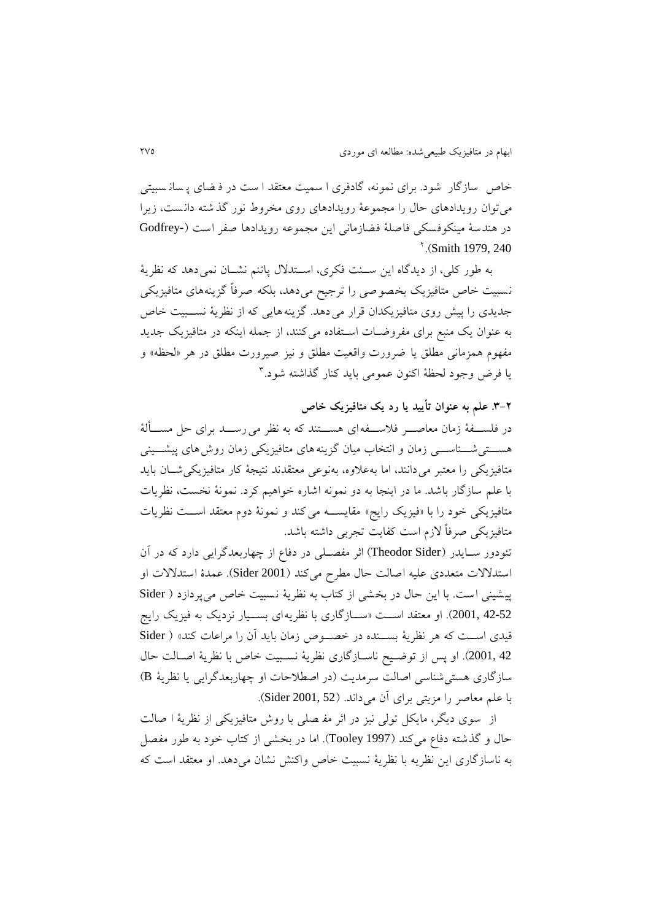خاص سازگار شود. برای نمونه، گادفری اسمیت معتقد است در فضای پساسبیتی می‌توان رویدادهای حال را مجموعهٔ رویدادهای روی مخروط نور گذشته دانست، زیرا در هندسهٔ مینکوفسکی فاصلهٔ فضازمانی این مجموعه رویدادها صفر است (Godfrey-Smith 1979, 240).[2]

به طور کلی، از دیدگاه این سنت فکری، استدلال پاتنم نشان نمی‌دهد که نظریهٔ نسبیت خاص متافیزیک بخصوصی را ترجیح می‌دهد، بلکه صرفاً گزینه‌های متافیزیکی جدیدی را پیش روی متافیزیکدان قرار می‌دهد. گزینه‌هایی که از نظریهٔ نسبیت خاص به عنوان یک منبع برای مفروضات استفاده می‌کنند، از جمله اینکه در متافیزیک جدید مفهوم همزمانی مطلق یا ضرورت واقعیت مطلق و نیز صیرورت مطلق در هر «لحظه» و یا فرض وجود لحظهٔ اکنون عمومی باید کنار گذاشته شود.[3]

### ۲-۳. علم به عنوان تأیید یا رد یک متافیزیک خاص

در فلسفهٔ زمان معاصر فلاسفه‌ای هستند که به نظر می‌رسد برای حل مسألهٔ هستی‌شناسی زمان و انتخاب میان گزینه‌های متافیزیکی زمان روش‌های پیشینی متافیزیکی را معتبر می‌دانند، اما به‌علاوه، به‌نوعی معتقدند نتیجهٔ کار متافیزیکی‌شان باید با علم سازگار باشد. ما در اینجا به دو نمونه اشاره خواهیم کرد. نمونهٔ نخست، نظریات متافیزیکی خود را با «فیزیک رایج» مقایسه می‌کند و نمونهٔ دوم معتقد است نظریات متافیزیکی صرفاً لازم است کفایت تجربی داشته باشد.

تئودور سایدر (Theodor Sider) اثر مفصلی در دفاع از چهاربعدگرایی دارد که در آن استدلالات متعددی علیه اصالت حال مطرح می‌کند (Sider 2001). عمدهٔ استدلالات او پیشینی است. با این حال در بخشی از کتاب به نظریهٔ نسبیت خاص می‌پردازد (Sider 2001, 42-52). او معتقد است «سازگاری با نظریه‌ای بسیار نزدیک به فیزیک رایج قیدی است که هر نظریهٔ بسنده در خصوص زمان باید آن را مراعات کند» (Sider 2001, 42). او پس از توضیح ناسازگاری نظریهٔ نسبیت خاص با نظریهٔ اصالت حال سازگاری هستی‌شناسی اصالت سرمدیت (در اصطلاحات او چهاربعدگرایی یا نظریهٔ B) با علم معاصر را مزیتی برای آن می‌داند. (Sider 2001, 52).

از سوی دیگر، مایکل تولی نیز در اثر مفصلی با روش متافیزیکی از نظریهٔ اصالت حال و گذشته دفاع می‌کند (Tooley 1997). اما در بخشی از کتاب خود به طور مفصل به ناسازگاری این نظریه با نظریهٔ نسبیت خاص واکنش نشان می‌دهد. او معتقد است که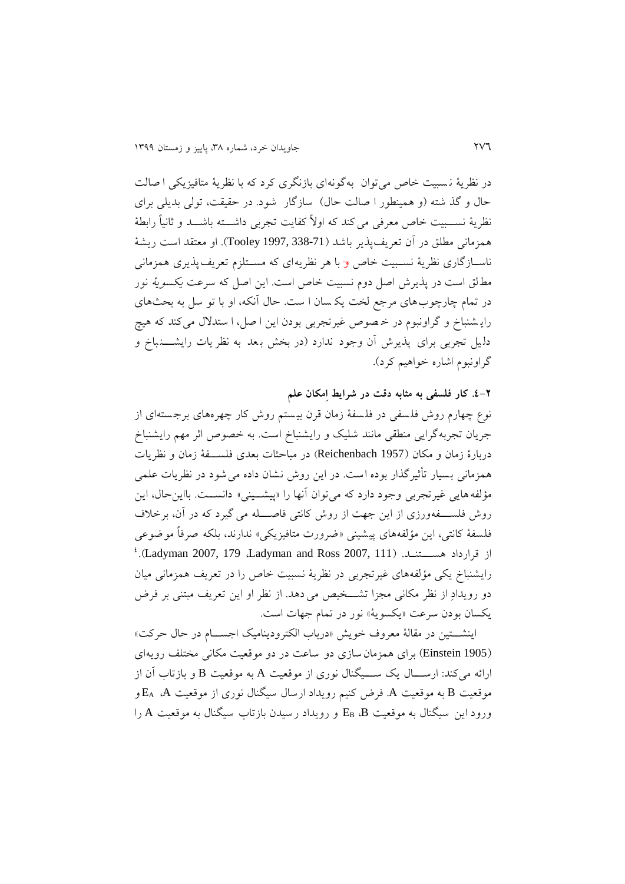در نظریهٔ نسبیت خاص می‌توان به‌گونه‌ای بازنگری کرد که با نظریهٔ متافیزیکی اصالت حال و گذشته (و همینطور اصالت حال) سازگار شود. در حقیقت، تولی بدیلی برای نظریهٔ نسبیت خاص معرفی می‌کند که اولاً کفایت تجربی داشته باشد و ثانیاً رابطهٔ همزمانی مطلق در آن تعریف‌پذیر باشد (Tooley 1997, 338-71). او معتقد است ریشهٔ ناسازگاری نظریهٔ نسبیت خاص با هر نظریه‌ای که مستلزم تعریف‌پذیری همزمانی مطلق است در پذیرش اصل دوم نسبیت خاص است. این اصل که سرعت *یکسویهٔ* نور در تمام چارچوب‌های مرجع لخت یکسان است. حال آنکه، او با توسل به بحث‌های رایشنباخ و گراونبوم در خصوص غیرتجربی بودن این اصل، استدلال می‌کند که هیچ دلیل تجربی برای پذیرش آن وجود ندارد (در بخش بعد به نظریات رایشنباخ و گراونبوم اشاره خواهیم کرد).

## ۲-٤. کار فلسفی به مثابه دقت در شرایط اِمکان علم

نوع چهارم روش فلسفی در فلسفهٔ زمان قرن بیستم روش کار چهره‌های برجسته‌ای از جریان تجربه‌گرایی منطقی مانند شلیک و رایشنباخ است. به خصوص اثر مهم رایشنباخ دربارهٔ زمان و مکان (Reichenbach 1957) در مباحثات بعدی فلسفهٔ زمان و نظریات همزمانی بسیار تأثیرگذار بوده است. در این روش نشان داده می‌شود در نظریات علمی مؤلفه‌هایی غیرتجربی وجود دارد که می‌توان آنها را «پیشینی» دانست. بااین‌حال، این روش فلسفه‌ورزی از این جهت از روش کانتی فاصله می‌گیرد که در آن، برخلاف فلسفهٔ کانتی، این مؤلفه‌های پیشینی «ضرورت متافیزیکی» ندارند، بلکه صرفاً موضوعی از قرارداد هستند. (Ladyman and Ross 2007, 111 ،Ladyman 2007, 179).[٤]

رایشنباخ یکی مؤلفه‌های غیرتجربی در نظریهٔ نسبیت خاص را در تعریف همزمانی میان دو رویدادِ از نظر مکانی مجزا تشخیص می‌دهد. از نظر او این تعریف مبتنی بر فرض یکسان بودن سرعت «یکسویهٔ» نور در تمام جهات است.

اینشتین در مقالهٔ معروف خویش «درباب الکترودینامیک اجسام در حال حرکت» (Einstein 1905) برای همزمان‌سازی دو ساعت در دو موقعیت مکانی مختلف رویه‌ای ارائه می‌کند: ارسال یک سیگنال نوری از موقعیت A به موقعیت B و بازتاب آن از موقعیت B به موقعیت A. فرض کنیم رویداد ارسال سیگنال نوری از موقعیت A، $E_A$ و ورود این سیگنال به موقعیت B، $E_B$ و رویداد رسیدن بازتاب سیگنال به موقعیت A را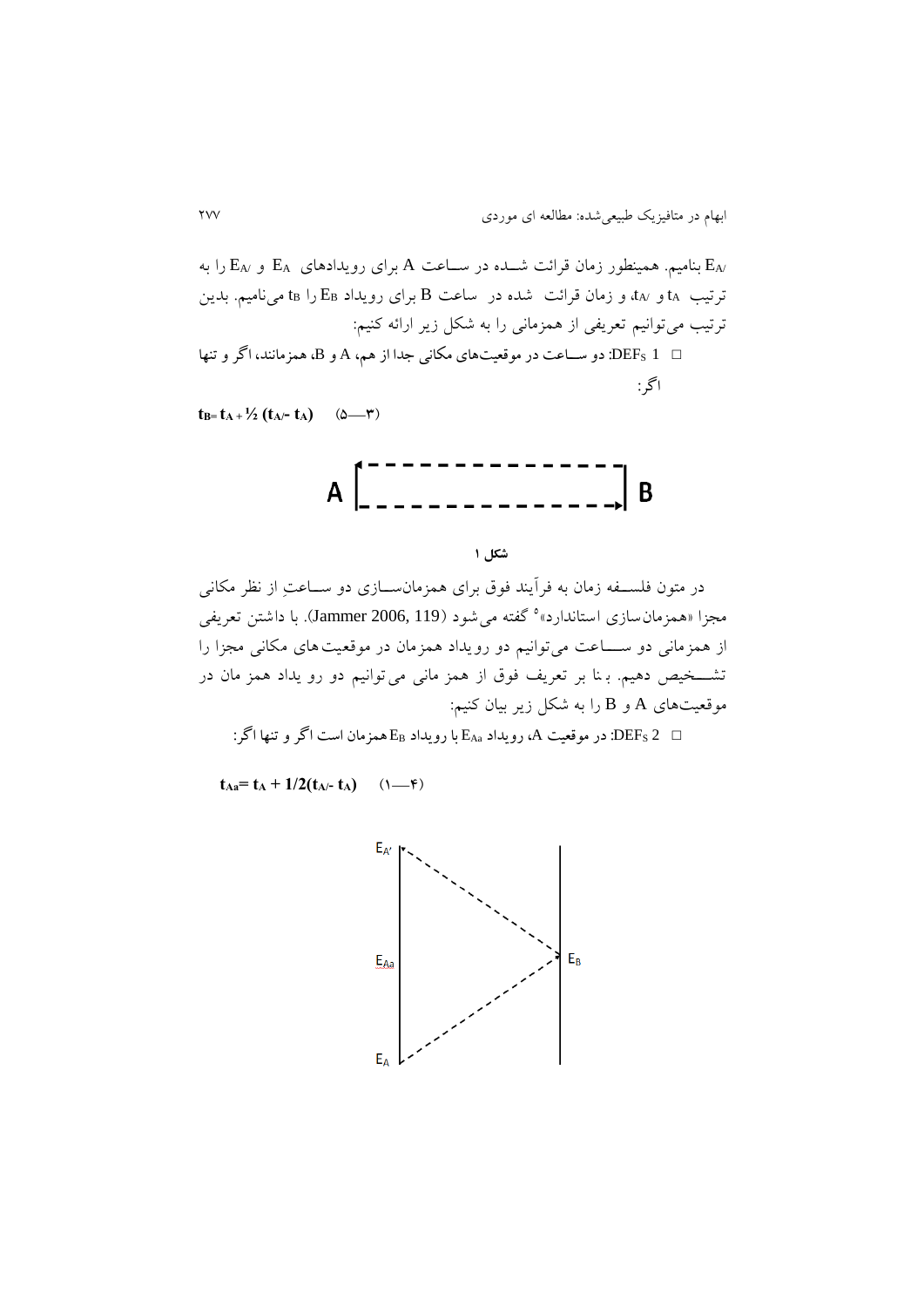$E_{A/}$ بنامیم. همینطور زمان قرائت شــده در ســاعت A برای رویدادهای $E_A$ و $E_{A/}$ را به ترتیب $t_A$ و $t_{A/}$، و زمان قرائت شده در ساعت B برای رویداد $E_B$ را $t_B$ می‌نامیم. بدین ترتیب می‌توانیم تعریفی از همزمانی را به شکل زیر ارائه کنیم:

□ DEF$_S$ 1: دو ســاعت در موقعیت‌های مکانی جدا از هم، A و B، همزمانند، اگر و تنها اگر:

$$t_B = t_A + \frac{1}{2}(t_{A/} - t_A) \quad (۵—۳)$$

**شکل ۱**

در متون فلســفه زمان به فرآیند فوق برای همزمان‌ســازی دو ســاعتِ از نظر مکانی مجزا «همزمان‌سازی استاندارد»[۵] گفته می‌شود (Jammer 2006, 119). با داشتن تعریفی از همزمانی دو ســـاعت می‌توانیم دو رویداد همزمان در موقعیت‌های مکانی مجزا را تشـــخیص دهیم. بنا بر تعریف فوق از همزمانی می‌توانیم دو رویداد همزمان در موقعیت‌های A و B را به شکل زیر بیان کنیم:

□ DEF$_S$ 2: در موقعیت A، رویداد $E_{Aa}$ با رویداد $E_B$ همزمان است اگر و تنها اگر:

$$t_{Aa} = t_A + 1/2(t_{A/} - t_A) \quad (۱—۴)$$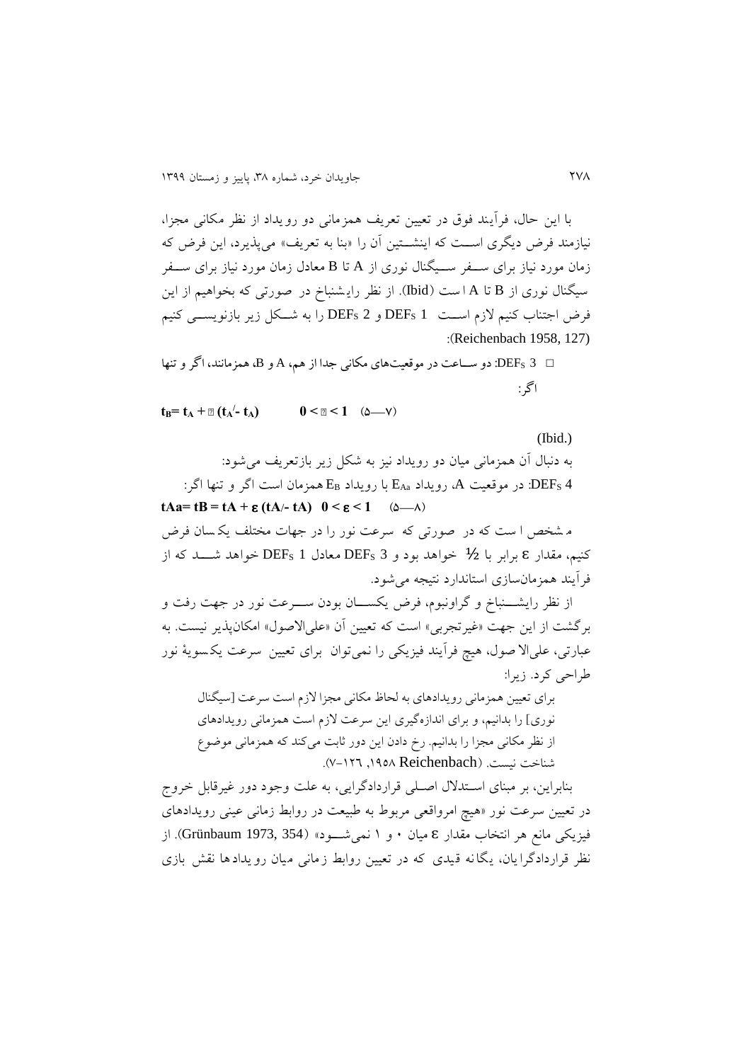با این حال، فرآیند فوق در تعیین تعریف همزمانی دو رویداد از نظر مکانی مجزا، نیازمند فرض دیگری است که اینشتین آن را «بنا به تعریف» می‌پذیرد، این فرض که زمان مورد نیاز برای سفر سیگنال نوری از A تا B معادل زمان مورد نیاز برای سفر سیگنال نوری از B تا A است (Ibid). از نظر رایشنباخ در صورتی که بخواهیم از این فرض اجتناب کنیم لازم است DEFs 1 و DEFs 2 را به شکل زیر بازنویسی کنیم (Reichenbach 1958, 127):

□ DEFs 3: دو ساعت در موقعیت‌های مکانی جدا از هم، A و B، همزمانند، اگر و تنها اگر:

$$t_B = t_A + \varepsilon (t_A' - t_A) \qquad 0 < \varepsilon < 1 \quad (۵—۷)$$

(Ibid.)

به دنبال آن همزمانی میان دو رویداد نیز به شکل زیر بازتعریف می‌شود:

DEFs 4: در موقعیت A، رویداد $E_{Aa}$ با رویداد $E_B$ همزمان است اگر و تنها اگر:

$$t_{Aa} = t_B = t_A + \varepsilon (t_A' - t_A) \quad 0 < \varepsilon < 1 \quad (۵—۸)$$

مشخص است که در صورتی که سرعت نور را در جهات مختلف یکسان فرض کنیم، مقدار ε برابر با ½ خواهد بود و DEFs 3 معادل DEFs 1 خواهد شد که از فرآیند همزمان‌سازی استاندارد نتیجه می‌شود.

از نظر رایشنباخ و گراونبوم، فرض یکسان بودن سرعت نور در جهت رفت و برگشت از این جهت «غیرتجربی» است که تعیین آن «علی‌الاصول» امکان‌پذیر نیست. به عبارتی، علی‌الاصول، هیچ فرآیند فیزیکی را نمی‌توان برای تعیین سرعت یک‌سویهٔ نور طراحی کرد. زیرا:

> برای تعیین همزمانی رویدادهای به لحاظ مکانی مجزا لازم است سرعت [سیگنال نوری] را بدانیم، و برای اندازه‌گیری این سرعت لازم است همزمانی رویدادهای از نظر مکانی مجزا را بدانیم. رخ دادن این دور ثابت می‌کند که همزمانی موضوع شناخت نیست. (Reichenbach ۱۹۵۸, ۱۲۶-۷).

بنابراین، بر مبنای استدلال اصلی قراردادگرایی، به علت وجود دور غیرقابل خروج در تعیین سرعت نور «هیچ امرواقعی مربوط به طبیعت در روابط زمانی عینی رویدادهای فیزیکی مانع هر انتخاب مقدار ε میان ۰ و ۱ نمی‌شود» (Grünbaum 1973, 354). از نظر قراردادگرایان، یگانه قیدی که در تعیین روابط زمانی میان رویدادها نقش بازی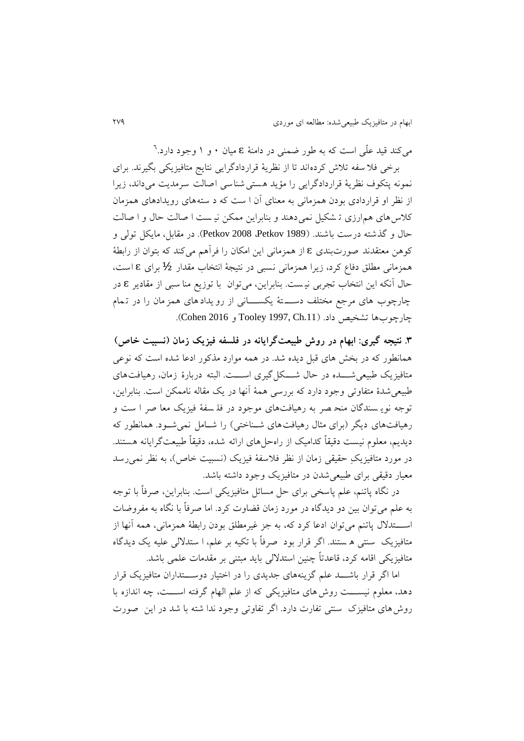می‌کند قید علّی است که به طور ضمنی در دامنهٔ ε میان ۰ و ۱ وجود دارد.[۶]

برخی فلاسفه تلاش کرده‌اند تا از نظریهٔ قراردادگرایی نتایج متافیزیکی بگیرند. برای نمونه پتکوف نظریهٔ قراردادگرایی را مؤید هستی‌شناسی اصالت سرمدیت می‌داند، زیرا از نظر او قراردادی بودن همزمانی به معنای آن است که دسته‌های رویدادهای همزمان کلاس‌های هم‌ارزی تشکیل نمی‌دهند و بنابراین ممکن نیست اصالت حال و اصالت حال و گذشته درست باشند. (Petkov 1989، Petkov 2008). در مقابل، مایکل تولی و کوهن معتقدند صورت‌بندی ε از همزمانی این امکان را فرآهم می‌کند که بتوان از رابطهٔ همزمانی مطلق دفاع کرد، زیرا همزمانی نسبی در نتیجهٔ انتخاب مقدار ½ برای ε است، حال آنکه این انتخاب تجربی نیست. بنابراین، می‌توان با توزیع مناسبی از مقادیر ε در چارچوب های مرجع مختلف دستهٔ یکسانی از رویدادهای همزمان را در تمام چارچوب‌ها تشخیص داد. (Tooley 1997, Ch.11 و Cohen 2016).

## ۳. نتیجه گیری: ابهام در روش طبیعت‌گرایانه در فلسفه فیزیک زمان (نسبیت خاص)

همانطور که در بخش های قبل دیده شد. در همه موارد مذکور ادعا شده است که نوعی متافیزیک طبیعی‌شده در حال شکل‌گیری است. البته دربارهٔ زمان، رهیافت‌های طبیعی‌شدهٔ متفاوتی وجود دارد که بررسی همهٔ آنها در یک مقاله ناممکن است. بنابراین، توجه نویسندگان منحصر به رهیافت‌های موجود در فلسفهٔ فیزیک معاصر است و رهیافت‌های دیگر (برای مثال رهیافت‌های شناختی) را شامل نمی‌شود. همانطور که دیدیم، معلوم نیست دقیقاً کدامیک از راه‌حل‌های ارائه شده، دقیقاً طبیعت‌گرایانه هستند. در مورد متافیزیکِ حقیقی زمان از نظر فلاسفهٔ فیزیک (نسبیت خاص)، به نظر نمی‌رسد معیار دقیقی برای طبیعی‌شدن در متافیزیک وجود داشته باشد.

در نگاه پاتنم، علم پاسخی برای حل مسائل متافیزیکی است. بنابراین، صرفاً با توجه به علم می‌توان بین دو دیدگاه در مورد زمان قضاوت کرد. اما صرفاً با نگاه به مفروضات استدلال پاتنم می‌توان ادعا کرد که، به جز غیرمطلق بودن رابطهٔ همزمانی، همه آنها از متافیزیک سنتی هستند. اگر قرار بود صرفاً با تکیه بر علم، استدلالی علیه یک دیدگاه متافیزیکی اقامه کرد، قاعدتاً چنین استدلالی باید مبتنی بر مقدمات علمی باشد.

اما اگر قرار باشد علم گزینه‌های جدیدی را در اختیار دوستداران متافیزیک قرار دهد، معلوم نیست روش‌های متافیزیکی که از علم الهام گرفته است، چه اندازه با روش‌های متافیزک سنتی تفارت دارد. اگر تفاوتی وجود نداشته باشد در این صورت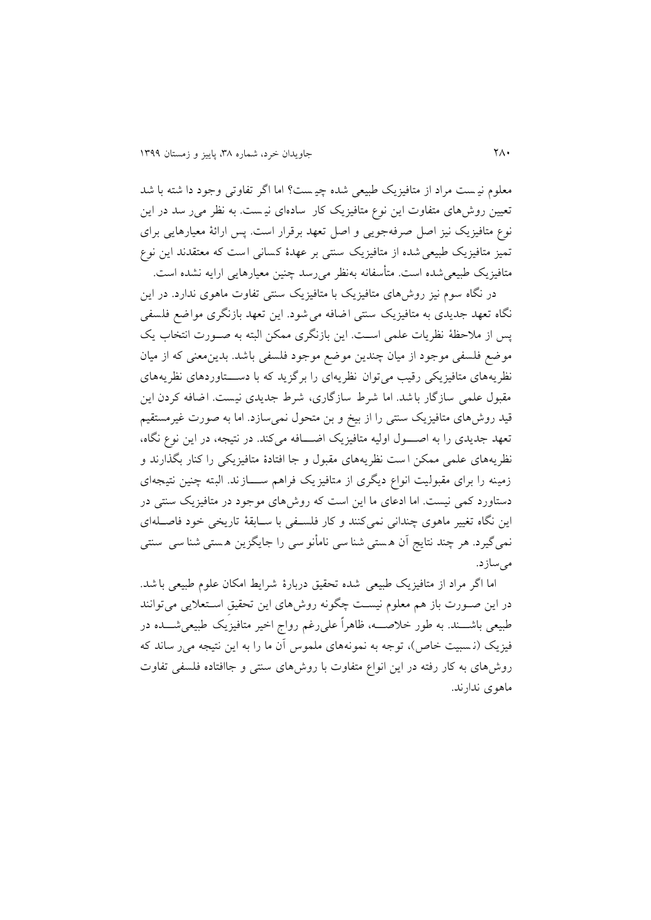معلوم نیست مراد از متافیزیک طبیعی شده چیست؟ اما اگر تفاوتی وجود داشته باشد تعیین روش‌های متفاوت این نوع متافیزیک کار ساده‌ای نیست. به نظر می‌رسد در این نوع متافیزیک نیز اصل صرفه‌جویی و اصل تعهد برقرار است. پس ارائهٔ معیارهایی برای تمیز متافیزیک طبیعی‌شده از متافیزیک سنتی بر عهدهٔ کسانی است که معتقدند این نوع متافیزیک طبیعی‌شده است. متأسفانه به‌نظر می‌رسد چنین معیارهایی ارایه نشده است.

در نگاه سوم نیز روش‌های متافیزیک با متافیزیک سنتی تفاوت ماهوی ندارد. در این نگاه تعهد جدیدی به متافیزیک سنتی اضافه می‌شود. این تعهد بازنگری مواضع فلسفی پس از ملاحظهٔ نظریات علمی است. این بازنگری ممکن البته به صورت انتخاب یک موضع فلسفی موجود از میان چندین موضع موجود فلسفی باشد. بدین‌معنی که از میان نظریه‌های متافیزیکی رقیب می‌توان نظریه‌ای را برگزید که با دستاوردهای نظریه‌های مقبول علمی سازگار باشد. اما شرط سازگاری، شرط جدیدی نیست. اضافه کردن این قید روش‌های متافیزیک سنتی را از بیخ و بن متحول نمی‌سازد. اما به صورت غیرمستقیم تعهد جدیدی را به اصول اولیه متافیزیک اضافه می‌کند. در نتیجه، در این نوع نگاه، نظریه‌های علمی ممکن است نظریه‌های مقبول و جا افتادهٔ متافیزیکی را کنار بگذارند و زمینه را برای مقبولیت انواع دیگری از متافیزیک فراهم سازند. البته چنین نتیجه‌ای دستاورد کمی نیست. اما ادعای ما این است که روش‌های موجود در متافیزیک سنتی در این نگاه تغییر ماهوی چندانی نمی‌کنند و کار فلسفی با سابقهٔ تاریخی خود فاصله‌ای نمی‌گیرد. هر چند نتایج آن هستی شناسی نامأنوسی را جایگزین هستی شناسی سنتی می‌سازد.

اما اگر مراد از متافیزیک طبیعی شده تحقیق دربارهٔ شرایط امکان علوم طبیعی باشد. در این صورت باز هم معلوم نیست چگونه روش‌های این تحقیق استعلایی می‌توانند طبیعی باشند. به طور خلاصه، ظاهراً علی‌رغم رواج اخیر متافیزیک طبیعی‌شده در فیزیک (نسبیت خاص)، توجه به نمونه‌های ملموس آن ما را به این نتیجه می‌رساند که روش‌های به کار رفته در این انواع متفاوت با روش‌های سنتی و جاافتاده فلسفی تفاوت ماهوی ندارند.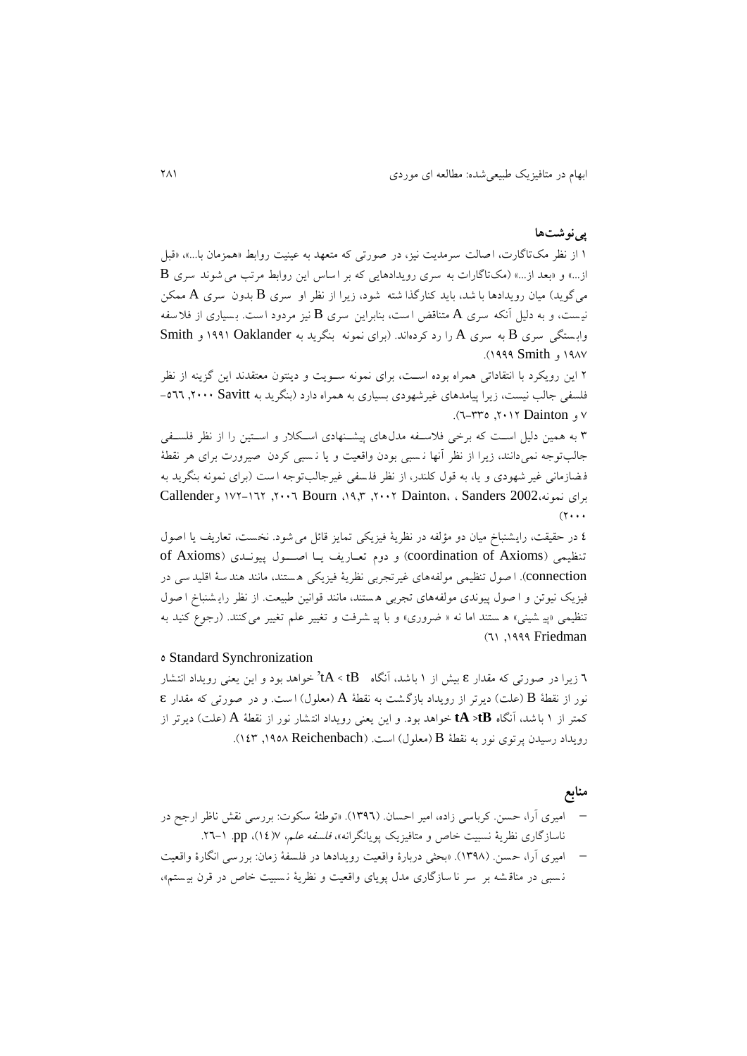## پی‌نوشت‌ها

۱ از نظر مک‌تاگارت، اصالت سرمدیت نیز، در صورتی که متعهد به عینیت روابط «همزمان با...»، «قبل از...» و «بعد از...» (مک‌تاگارات به سری رویدادهایی که بر اساس این روابط مرتب می‌شوند سری B می‌گوید) میان رویدادها باشد، باید کنارگذاشته شود، زیرا از نظر او سری B بدون سری A ممکن نیست، و به دلیل آنکه سری A متناقض است، بنابراین سری B نیز مردود است. بسیاری از فلاسفه وابستگی سری B به سری A را رد کرده‌اند. (برای نمونه بنگرید به Oaklander ۱۹۹۱ و Smith ۱۹۸۷ و Smith ۱۹۹۹).

۲ این رویکرد با انتقاداتی همراه بوده است، برای نمونه سویت و دینتون معتقدند این گزینه از نظر فلسفی جالب نیست، زیرا پیامدهای غیرشهودی بسیاری به همراه دارد (بنگرید به Savitt ۲۰۰۰, ۵۶۶-۷ و Dainton ۲۰۱۲, ۳۳۵-۶).

۳ به همین دلیل است که برخی فلاسفه مدل‌های پیشنهادی اسکالار و استین را از نظر فلسفی جالب‌توجه نمی‌دانند، زیرا از نظر آنها نسبی بودن واقعیت و یا نسبی کردن صیرورت برای هر نقطهٔ فضازمانی غیرشهودی و یا، به قول کلندر، از نظر فلسفی غیرجالب‌توجه است (برای نمونه بنگرید به برای نمونه،Sanders 2002 ، Dainton، ۲۰۰۲, ۱۹,۳، Bourn ۲۰۰۶, ۱۶۲-۱۷۲ و Callender ۲۰۰۰)

۴ در حقیقت، رایشنباخ میان دو مؤلفه در نظریهٔ فیزیکی تمایز قائل می‌شود. نخست، تعاریف یا اصول تنظیمی (coordination of Axioms) و دوم تعاریف یا اصول پیوندی (of Axioms connection). اصول تنظیمی مولفه‌های غیرتجربی نظریهٔ فیزیکی هستند، مانند هندسهٔ اقلیدسی در فیزیک نیوتن و اصول پیوندی مولفه‌های تجربی هستند، مانند قوانین طبیعت. از نظر رایشنباخ اصول تنظیمی «پیشینی» هستند اما نه «ضروری» و با پیشرفت و تغییر علم تغییر می‌کنند. (رجوع کنید به Friedman ۱۹۹۹, ۶۱)

۵ Standard Synchronization

۶ زیرا در صورتی که مقدار ε بیش از ۱ باشد، آنگاه $t_A’ < t_B$ خواهد بود و این یعنی رویداد انتشار نور از نقطهٔ B (علت) دیرتر از رویداد بازگشت به نقطهٔ A (معلول) است. و در صورتی که مقدار ε کمتر از ۱ باشد، آنگاه $\mathbf{t_A < t_B}$ خواهد بود. و این یعنی رویداد انتشار نور از نقطهٔ A (علت) دیرتر از رویداد رسیدن پرتوی نور به نقطهٔ B (معلول) است. (Reichenbach ۱۹۵۸, ۱۴۳).

## منابع

- امیری آرا، حسن. کرباسی زاده، امیر احسان. (۱۳۹۶). «توطئهٔ سکوت: بررسی نقش ناظر ارجح در ناسازگاری نظریهٔ نسبیت خاص و متافیزیک پویانگرانه»، *فلسفه علم*، ۷(۱۴)، pp. ۱-۲۶.
- امیری آرا، حسن. (۱۳۹۸). «بحثی دربارهٔ واقعیت رویدادها در فلسفهٔ زمان: بررسی انگارهٔ واقعیت نسبی در مناقشه بر سر ناسازگاری مدل پویای واقعیت و نظریهٔ نسبیت خاص در قرن بیستم»،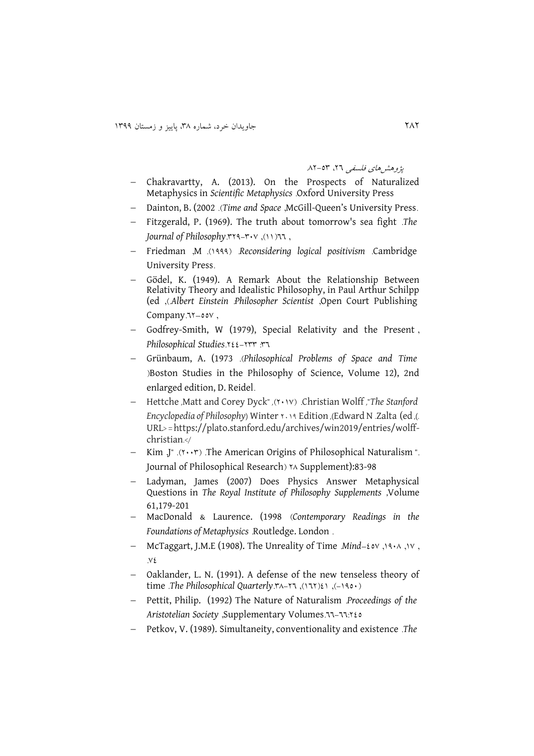پژوهش‌های فلسفی ۲۶، ۵۳-۸۲.

- Chakravartty, A. (2013). On the Prospects of Naturalized Metaphysics in *Scientific Metaphysics* .Oxford University Press
- Dainton, B. (2002 .(*Time and Space* ,McGill-Queen's University Press.
- Fitzgerald, P. (1969). The truth about tomorrow's sea fight .*The Journal of Philosophy*.۳۲۹-۳۰۷ ,(۱۱)٦٦ ,
- Friedman ,M .(۱۹۹۹) .*Reconsidering logical positivism* .Cambridge University Press.
- Gödel, K. (1949). A Remark About the Relationship Between Relativity Theory and Idealistic Philosophy, in Paul Arthur Schilpp (ed ,(.*Albert Einstein :Philosopher Scientist* ,Open Court Publishing Company.٦٢-٥٥٧ ,
- Godfrey-Smith, W (1979), Special Relativity and the Present , *Philosophical Studies*.۲٤٤-۲۳۳ :۳٦
- Grünbaum, A. (1973 .(*Philosophical Problems of Space and Time* )Boston Studies in the Philosophy of Science, Volume 12), 2nd enlarged edition, D. Reidel.
- Hettche ,Matt and Corey Dyck" ,(۲۰۱۷) .Christian Wolff ,"*The Stanford Encyclopedia of Philosophy*) Winter ۲۰۱۹ Edition ,(Edward N .Zalta (ed ,(. URL> = https://plato.stanford.edu/archives/win2019/entries/wolff-christian.</
- Kim ,J" .(۲۰۰۳) .The American Origins of Philosophical Naturalism ". Journal of Philosophical Research) ۲۸ Supplement):83-98
- Ladyman, James (2007) Does Physics Answer Metaphysical Questions in *The Royal Institute of Philosophy Supplements* ,Volume 61,179-201
- MacDonald & Laurence. (1998 (*Contemporary Readings in the Foundations of Metaphysics* .Routledge. London .
- McTaggart, J.M.E (1908). The Unreality of Time .*Mind*–٤٥٧ ,۱۹۰۸ ,۱۷ , .۷٤
- Oaklander, L. N. (1991). A defense of the new tenseless theory of time .*The Philosophical Quarterly*.۳۸-۲٦ ,(۱٦۲)٤۱ ,(-۱۹٥۰)
- Pettit, Philip. (1992) The Nature of Naturalism .*Proceedings of the Aristotelian Society* ,Supplementary Volumes.٦٦-٦٦:۲٤٥
- Petkov, V. (1989). Simultaneity, conventionality and existence .*The*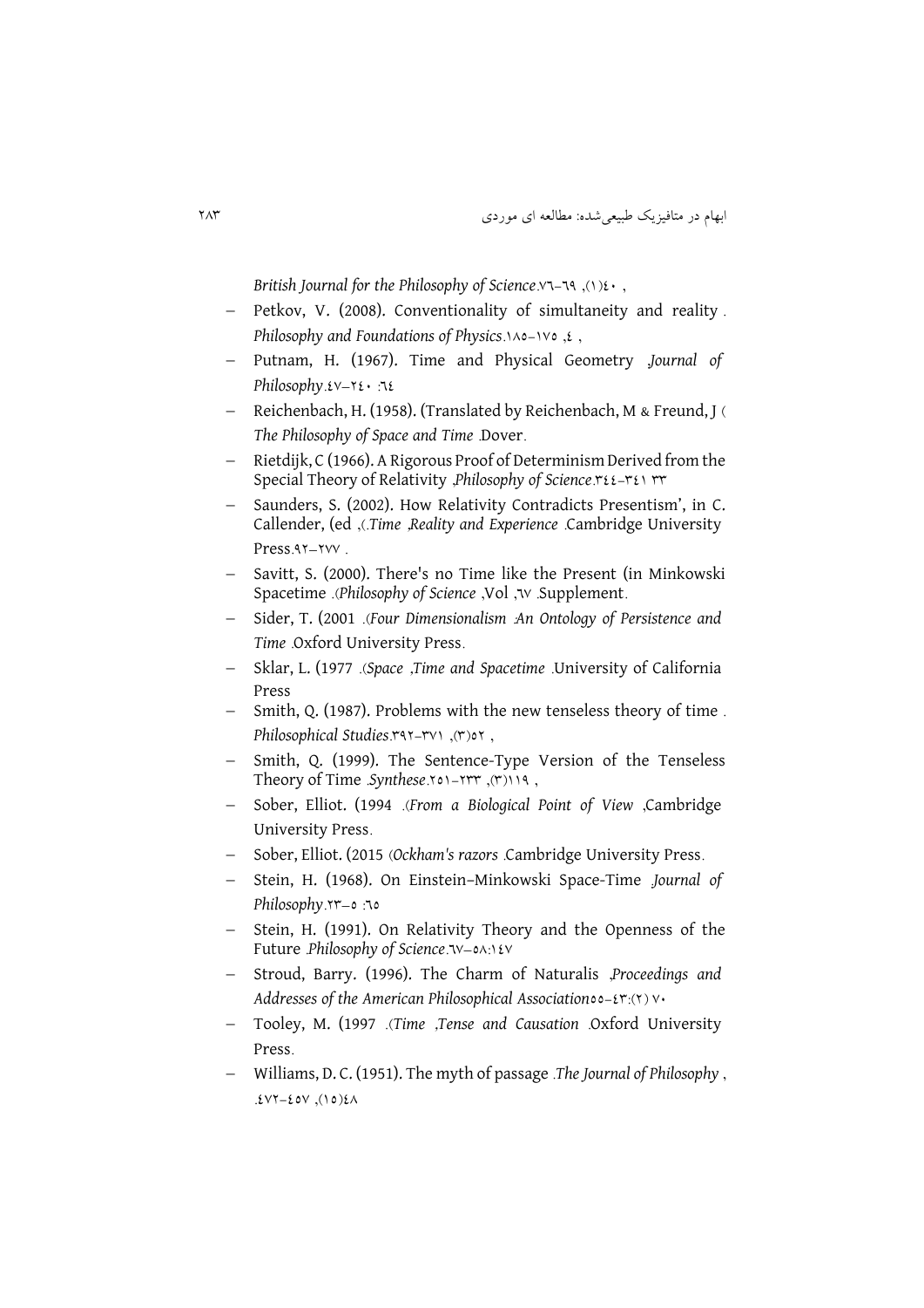*British Journal for the Philosophy of Science*.٧٦-٦٩ ,(١)٤٠ ,

- Petkov, V. (2008). Conventionality of simultaneity and reality . *Philosophy and Foundations of Physics*.١٨٥-١٧٥ ,٤ ,
- Putnam, H. (1967). Time and Physical Geometry .*Journal of Philosophy*.٤٧-٢٤٠ :٦٤
- Reichenbach, H. (1958). (Translated by Reichenbach, M & Freund, J ( *The Philosophy of Space and Time* .Dover.
- Rietdijk, C (1966). A Rigorous Proof of Determinism Derived from the Special Theory of Relativity .*Philosophy of Science*.٣٤٤-٣٤١ ٣٣
- Saunders, S. (2002). How Relativity Contradicts Presentism', in C. Callender, (ed ,(.*Time* ,*Reality and Experience* .Cambridge University Press.٩٢-٢٧٧ .
- Savitt, S. (2000). There's no Time like the Present (in Minkowski Spacetime .(*Philosophy of Science* ,Vol ,٦٧ .Supplement.
- Sider, T. (2001 .(*Four Dimensionalism* :*An Ontology of Persistence and Time* .Oxford University Press.
- Sklar, L. (1977 .(*Space* ,*Time and Spacetime* .University of California Press
- Smith, Q. (1987). Problems with the new tenseless theory of time . *Philosophical Studies*.٣٩٢-٣٧١ ,(٣)٥٢ ,
- Smith, Q. (1999). The Sentence-Type Version of the Tenseless Theory of Time .*Synthese*.٢٥١-٢٣٣ ,(٣)١١٩ ,
- Sober, Elliot. (1994 .(*From a Biological Point of View* ,Cambridge University Press.
- Sober, Elliot. (2015 (*Ockham's razors* .Cambridge University Press.
- Stein, H. (1968). On Einstein–Minkowski Space-Time .*Journal of Philosophy*.٢٣-٥ :٦٥
- Stein, H. (1991). On Relativity Theory and the Openness of the Future .*Philosophy of Science*.٦٧-٥٨:١٤٧
- Stroud, Barry. (1996). The Charm of Naturalis ,*Proceedings and Addresses of the American Philosophical Association*٥٥-٤٣:(٢) ٧٠
- Tooley, M. (1997 .(*Time* ,*Tense and Causation* .Oxford University Press.
- Williams, D. C. (1951). The myth of passage .*The Journal of Philosophy* , .٤٧٢-٤٥٧ ,(١٥)٤٨